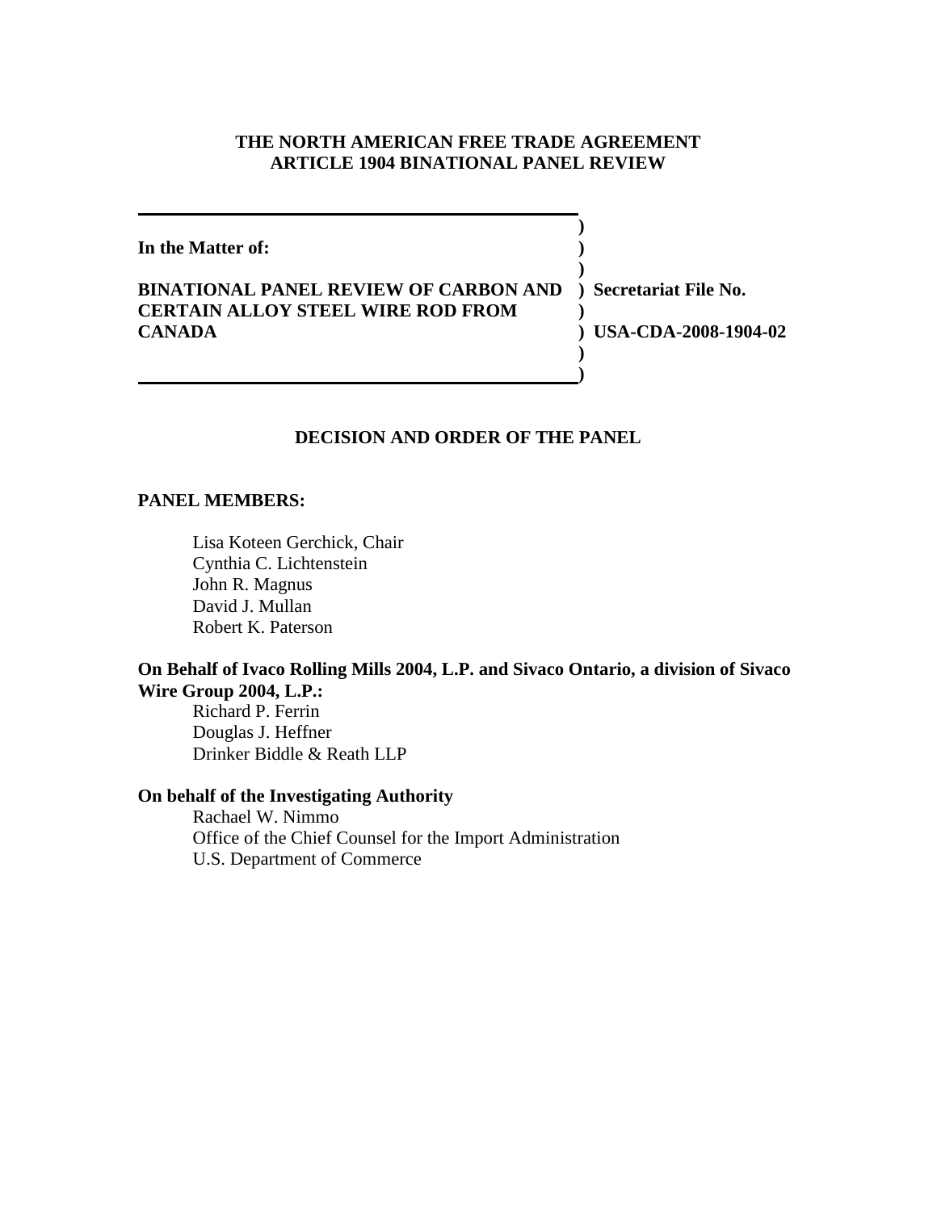**THE NORTH AMERICAN FREE TRADE AGREEMENT**
**ARTICLE 1904 BINATIONAL PANEL REVIEW**

| | |
|---|---|
| **In the Matter of:** | |
| **BINATIONAL PANEL REVIEW OF CARBON AND CERTAIN ALLOY STEEL WIRE ROD FROM CANADA** | **Secretariat File No. USA-CDA-2008-1904-02** |

## DECISION AND ORDER OF THE PANEL

**PANEL MEMBERS:**

Lisa Koteen Gerchick, Chair
Cynthia C. Lichtenstein
John R. Magnus
David J. Mullan
Robert K. Paterson

**On Behalf of Ivaco Rolling Mills 2004, L.P. and Sivaco Ontario, a division of Sivaco Wire Group 2004, L.P.:**

Richard P. Ferrin
Douglas J. Heffner
Drinker Biddle & Reath LLP

**On behalf of the Investigating Authority**

Rachael W. Nimmo
Office of the Chief Counsel for the Import Administration
U.S. Department of Commerce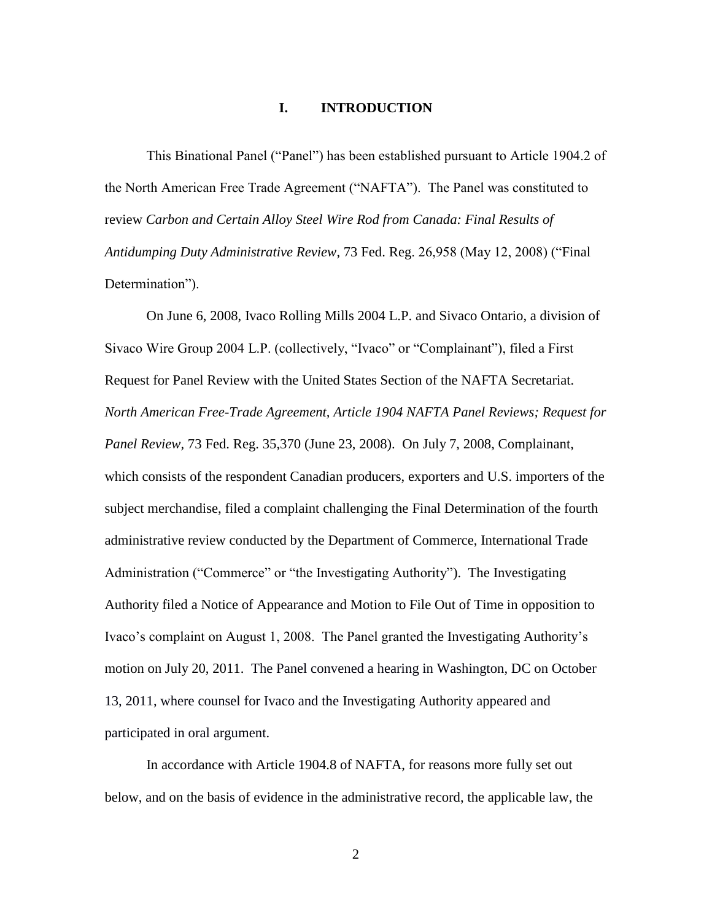# I. INTRODUCTION

This Binational Panel ("Panel") has been established pursuant to Article 1904.2 of the North American Free Trade Agreement ("NAFTA"). The Panel was constituted to review *Carbon and Certain Alloy Steel Wire Rod from Canada: Final Results of Antidumping Duty Administrative Review*, 73 Fed. Reg. 26,958 (May 12, 2008) ("Final Determination").

On June 6, 2008, Ivaco Rolling Mills 2004 L.P. and Sivaco Ontario, a division of Sivaco Wire Group 2004 L.P. (collectively, "Ivaco" or "Complainant"), filed a First Request for Panel Review with the United States Section of the NAFTA Secretariat. *North American Free-Trade Agreement, Article 1904 NAFTA Panel Reviews; Request for Panel Review*, 73 Fed. Reg. 35,370 (June 23, 2008). On July 7, 2008, Complainant, which consists of the respondent Canadian producers, exporters and U.S. importers of the subject merchandise, filed a complaint challenging the Final Determination of the fourth administrative review conducted by the Department of Commerce, International Trade Administration ("Commerce" or "the Investigating Authority"). The Investigating Authority filed a Notice of Appearance and Motion to File Out of Time in opposition to Ivaco's complaint on August 1, 2008. The Panel granted the Investigating Authority's motion on July 20, 2011. The Panel convened a hearing in Washington, DC on October 13, 2011, where counsel for Ivaco and the Investigating Authority appeared and participated in oral argument.

In accordance with Article 1904.8 of NAFTA, for reasons more fully set out below, and on the basis of evidence in the administrative record, the applicable law, the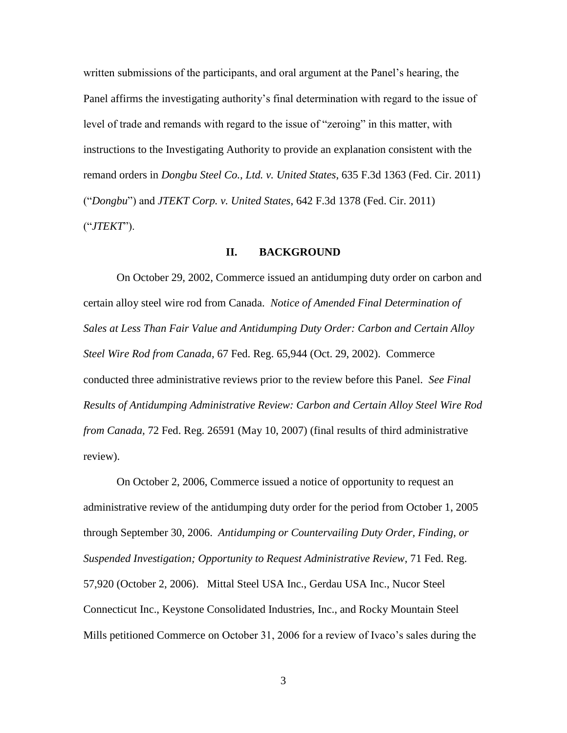written submissions of the participants, and oral argument at the Panel's hearing, the Panel affirms the investigating authority's final determination with regard to the issue of level of trade and remands with regard to the issue of "zeroing" in this matter, with instructions to the Investigating Authority to provide an explanation consistent with the remand orders in *Dongbu Steel Co., Ltd. v. United States*, 635 F.3d 1363 (Fed. Cir. 2011) ("*Dongbu*") and *JTEKT Corp. v. United States*, 642 F.3d 1378 (Fed. Cir. 2011) ("*JTEKT*").

## II. BACKGROUND

On October 29, 2002, Commerce issued an antidumping duty order on carbon and certain alloy steel wire rod from Canada. *Notice of Amended Final Determination of Sales at Less Than Fair Value and Antidumping Duty Order: Carbon and Certain Alloy Steel Wire Rod from Canada*, 67 Fed. Reg. 65,944 (Oct. 29, 2002). Commerce conducted three administrative reviews prior to the review before this Panel. *See Final Results of Antidumping Administrative Review: Carbon and Certain Alloy Steel Wire Rod from Canada,* 72 Fed. Reg. 26591 (May 10, 2007) (final results of third administrative review).

On October 2, 2006, Commerce issued a notice of opportunity to request an administrative review of the antidumping duty order for the period from October 1, 2005 through September 30, 2006. *Antidumping or Countervailing Duty Order, Finding, or Suspended Investigation; Opportunity to Request Administrative Review*, 71 Fed. Reg. 57,920 (October 2, 2006). Mittal Steel USA Inc., Gerdau USA Inc., Nucor Steel Connecticut Inc., Keystone Consolidated Industries, Inc., and Rocky Mountain Steel Mills petitioned Commerce on October 31, 2006 for a review of Ivaco's sales during the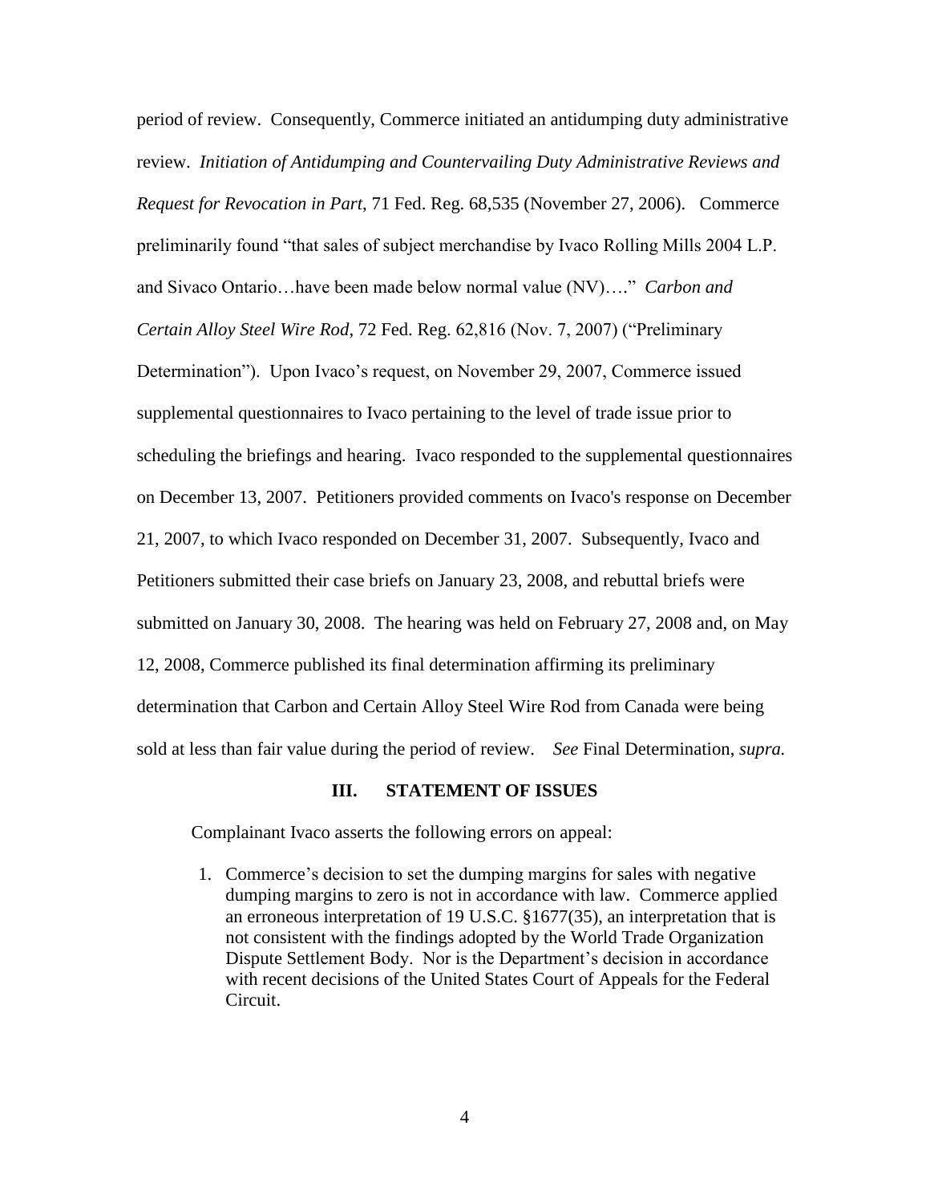period of review. Consequently, Commerce initiated an antidumping duty administrative review. *Initiation of Antidumping and Countervailing Duty Administrative Reviews and Request for Revocation in Part*, 71 Fed. Reg. 68,535 (November 27, 2006). Commerce preliminarily found "that sales of subject merchandise by Ivaco Rolling Mills 2004 L.P. and Sivaco Ontario…have been made below normal value (NV)…." *Carbon and Certain Alloy Steel Wire Rod*, 72 Fed. Reg. 62,816 (Nov. 7, 2007) ("Preliminary Determination"). Upon Ivaco's request, on November 29, 2007, Commerce issued supplemental questionnaires to Ivaco pertaining to the level of trade issue prior to scheduling the briefings and hearing. Ivaco responded to the supplemental questionnaires on December 13, 2007. Petitioners provided comments on Ivaco's response on December 21, 2007, to which Ivaco responded on December 31, 2007. Subsequently, Ivaco and Petitioners submitted their case briefs on January 23, 2008, and rebuttal briefs were submitted on January 30, 2008. The hearing was held on February 27, 2008 and, on May 12, 2008, Commerce published its final determination affirming its preliminary determination that Carbon and Certain Alloy Steel Wire Rod from Canada were being sold at less than fair value during the period of review. *See* Final Determination, *supra.*

## III. STATEMENT OF ISSUES

Complainant Ivaco asserts the following errors on appeal:

1. Commerce's decision to set the dumping margins for sales with negative dumping margins to zero is not in accordance with law. Commerce applied an erroneous interpretation of 19 U.S.C. §1677(35), an interpretation that is not consistent with the findings adopted by the World Trade Organization Dispute Settlement Body. Nor is the Department's decision in accordance with recent decisions of the United States Court of Appeals for the Federal Circuit.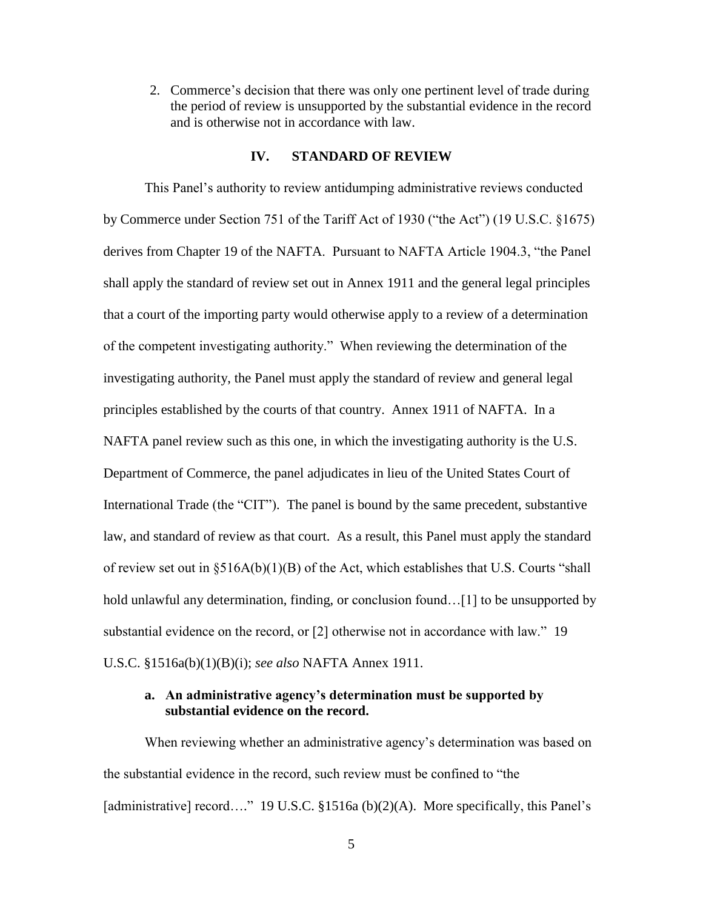2. Commerce's decision that there was only one pertinent level of trade during the period of review is unsupported by the substantial evidence in the record and is otherwise not in accordance with law.

## IV. STANDARD OF REVIEW

This Panel's authority to review antidumping administrative reviews conducted by Commerce under Section 751 of the Tariff Act of 1930 ("the Act") (19 U.S.C. §1675) derives from Chapter 19 of the NAFTA. Pursuant to NAFTA Article 1904.3, "the Panel shall apply the standard of review set out in Annex 1911 and the general legal principles that a court of the importing party would otherwise apply to a review of a determination of the competent investigating authority." When reviewing the determination of the investigating authority, the Panel must apply the standard of review and general legal principles established by the courts of that country. Annex 1911 of NAFTA. In a NAFTA panel review such as this one, in which the investigating authority is the U.S. Department of Commerce, the panel adjudicates in lieu of the United States Court of International Trade (the "CIT"). The panel is bound by the same precedent, substantive law, and standard of review as that court. As a result, this Panel must apply the standard of review set out in §516A(b)(1)(B) of the Act, which establishes that U.S. Courts "shall hold unlawful any determination, finding, or conclusion found…[1] to be unsupported by substantial evidence on the record, or [2] otherwise not in accordance with law." 19 U.S.C. §1516a(b)(1)(B)(i); *see also* NAFTA Annex 1911.

### a. An administrative agency's determination must be supported by substantial evidence on the record.

When reviewing whether an administrative agency's determination was based on the substantial evidence in the record, such review must be confined to "the [administrative] record…." 19 U.S.C. §1516a (b)(2)(A). More specifically, this Panel's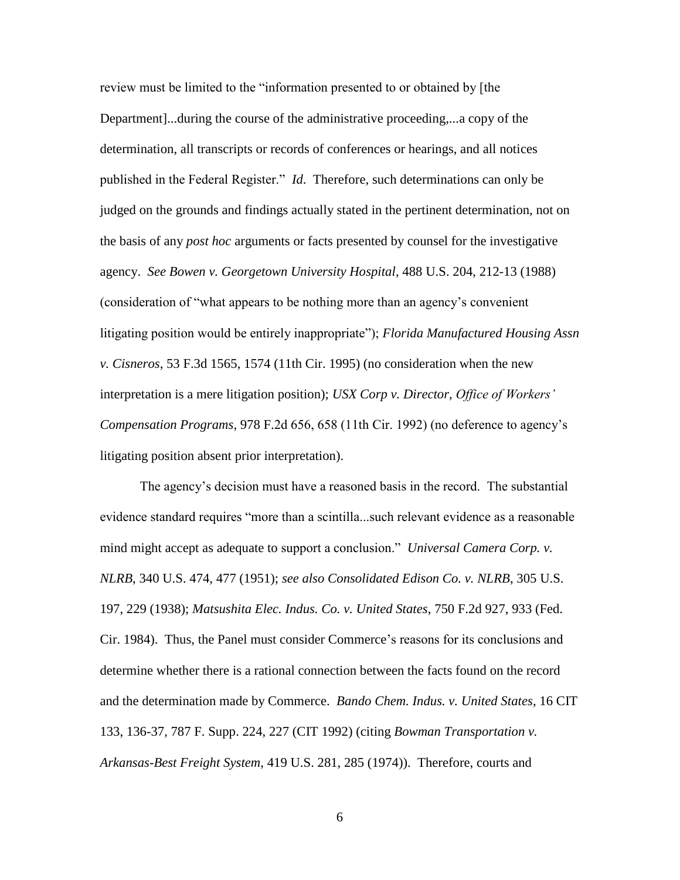review must be limited to the "information presented to or obtained by [the Department]...during the course of the administrative proceeding,...a copy of the determination, all transcripts or records of conferences or hearings, and all notices published in the Federal Register." *Id*. Therefore, such determinations can only be judged on the grounds and findings actually stated in the pertinent determination, not on the basis of any *post hoc* arguments or facts presented by counsel for the investigative agency. *See Bowen v. Georgetown University Hospital*, 488 U.S. 204, 212-13 (1988) (consideration of "what appears to be nothing more than an agency's convenient litigating position would be entirely inappropriate"); *Florida Manufactured Housing Assn v. Cisneros*, 53 F.3d 1565, 1574 (11th Cir. 1995) (no consideration when the new interpretation is a mere litigation position); *USX Corp v. Director, Office of Workers' Compensation Programs*, 978 F.2d 656, 658 (11th Cir. 1992) (no deference to agency's litigating position absent prior interpretation).

The agency's decision must have a reasoned basis in the record. The substantial evidence standard requires "more than a scintilla...such relevant evidence as a reasonable mind might accept as adequate to support a conclusion." *Universal Camera Corp. v. NLRB*, 340 U.S. 474, 477 (1951); *see also Consolidated Edison Co. v. NLRB*, 305 U.S. 197, 229 (1938); *Matsushita Elec. Indus. Co. v. United States*, 750 F.2d 927, 933 (Fed. Cir. 1984). Thus, the Panel must consider Commerce's reasons for its conclusions and determine whether there is a rational connection between the facts found on the record and the determination made by Commerce. *Bando Chem. Indus. v. United States*, 16 CIT 133, 136-37, 787 F. Supp. 224, 227 (CIT 1992) (citing *Bowman Transportation v. Arkansas-Best Freight System*, 419 U.S. 281, 285 (1974)). Therefore, courts and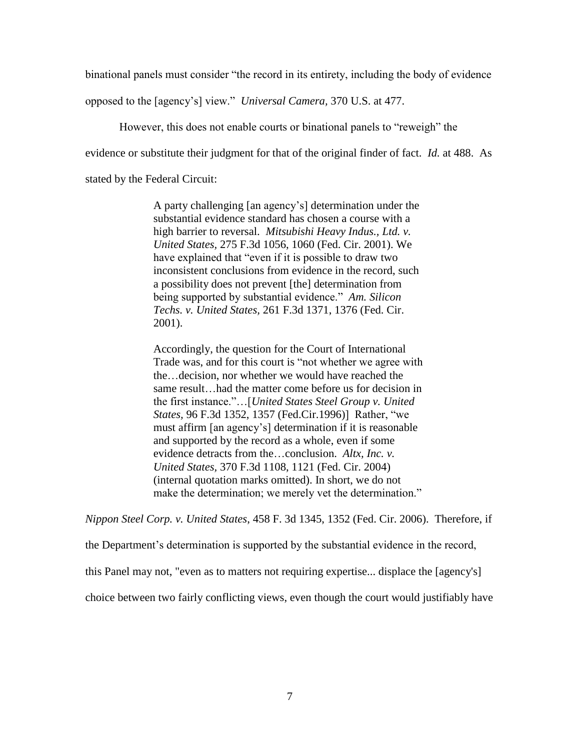binational panels must consider "the record in its entirety, including the body of evidence opposed to the [agency's] view." *Universal Camera,* 370 U.S. at 477.

However, this does not enable courts or binational panels to "reweigh" the evidence or substitute their judgment for that of the original finder of fact. *Id.* at 488. As stated by the Federal Circuit:

> A party challenging [an agency's] determination under the substantial evidence standard has chosen a course with a high barrier to reversal. *Mitsubishi Heavy Indus., Ltd. v. United States*, 275 F.3d 1056, 1060 (Fed. Cir. 2001). We have explained that "even if it is possible to draw two inconsistent conclusions from evidence in the record, such a possibility does not prevent [the] determination from being supported by substantial evidence." *Am. Silicon Techs. v. United States,* 261 F.3d 1371, 1376 (Fed. Cir. 2001).
>
> Accordingly, the question for the Court of International Trade was, and for this court is "not whether we agree with the…decision, nor whether we would have reached the same result…had the matter come before us for decision in the first instance."…[*United States Steel Group v. United States*, 96 F.3d 1352, 1357 (Fed.Cir.1996)] Rather, "we must affirm [an agency's] determination if it is reasonable and supported by the record as a whole, even if some evidence detracts from the…conclusion. *Altx, Inc. v. United States*, 370 F.3d 1108, 1121 (Fed. Cir. 2004) (internal quotation marks omitted). In short, we do not make the determination; we merely vet the determination."

*Nippon Steel Corp. v. United States*, 458 F. 3d 1345, 1352 (Fed. Cir. 2006). Therefore, if the Department's determination is supported by the substantial evidence in the record, this Panel may not, "even as to matters not requiring expertise... displace the [agency's] choice between two fairly conflicting views, even though the court would justifiably have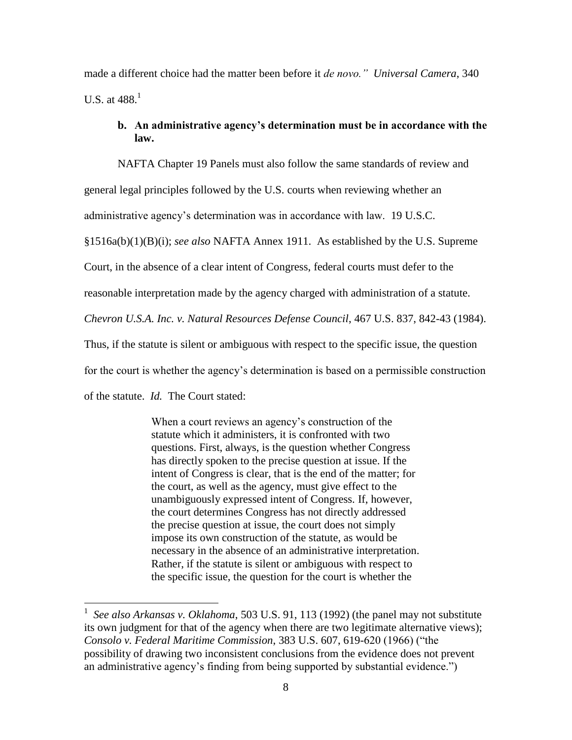made a different choice had the matter been before it *de novo." Universal Camera*, 340 U.S. at 488.[1]

**b. An administrative agency's determination must be in accordance with the law.**

NAFTA Chapter 19 Panels must also follow the same standards of review and general legal principles followed by the U.S. courts when reviewing whether an administrative agency's determination was in accordance with law. 19 U.S.C. §1516a(b)(1)(B)(i); *see also* NAFTA Annex 1911. As established by the U.S. Supreme Court, in the absence of a clear intent of Congress, federal courts must defer to the reasonable interpretation made by the agency charged with administration of a statute. *Chevron U.S.A. Inc. v. Natural Resources Defense Council*, 467 U.S. 837, 842-43 (1984). Thus, if the statute is silent or ambiguous with respect to the specific issue, the question for the court is whether the agency's determination is based on a permissible construction of the statute. *Id.* The Court stated:

> When a court reviews an agency's construction of the statute which it administers, it is confronted with two questions. First, always, is the question whether Congress has directly spoken to the precise question at issue. If the intent of Congress is clear, that is the end of the matter; for the court, as well as the agency, must give effect to the unambiguously expressed intent of Congress. If, however, the court determines Congress has not directly addressed the precise question at issue, the court does not simply impose its own construction of the statute, as would be necessary in the absence of an administrative interpretation. Rather, if the statute is silent or ambiguous with respect to the specific issue, the question for the court is whether the

---

[1] *See also Arkansas v. Oklahoma*, 503 U.S. 91, 113 (1992) (the panel may not substitute its own judgment for that of the agency when there are two legitimate alternative views); *Consolo v. Federal Maritime Commission*, 383 U.S. 607, 619-620 (1966) ("the possibility of drawing two inconsistent conclusions from the evidence does not prevent an administrative agency's finding from being supported by substantial evidence.")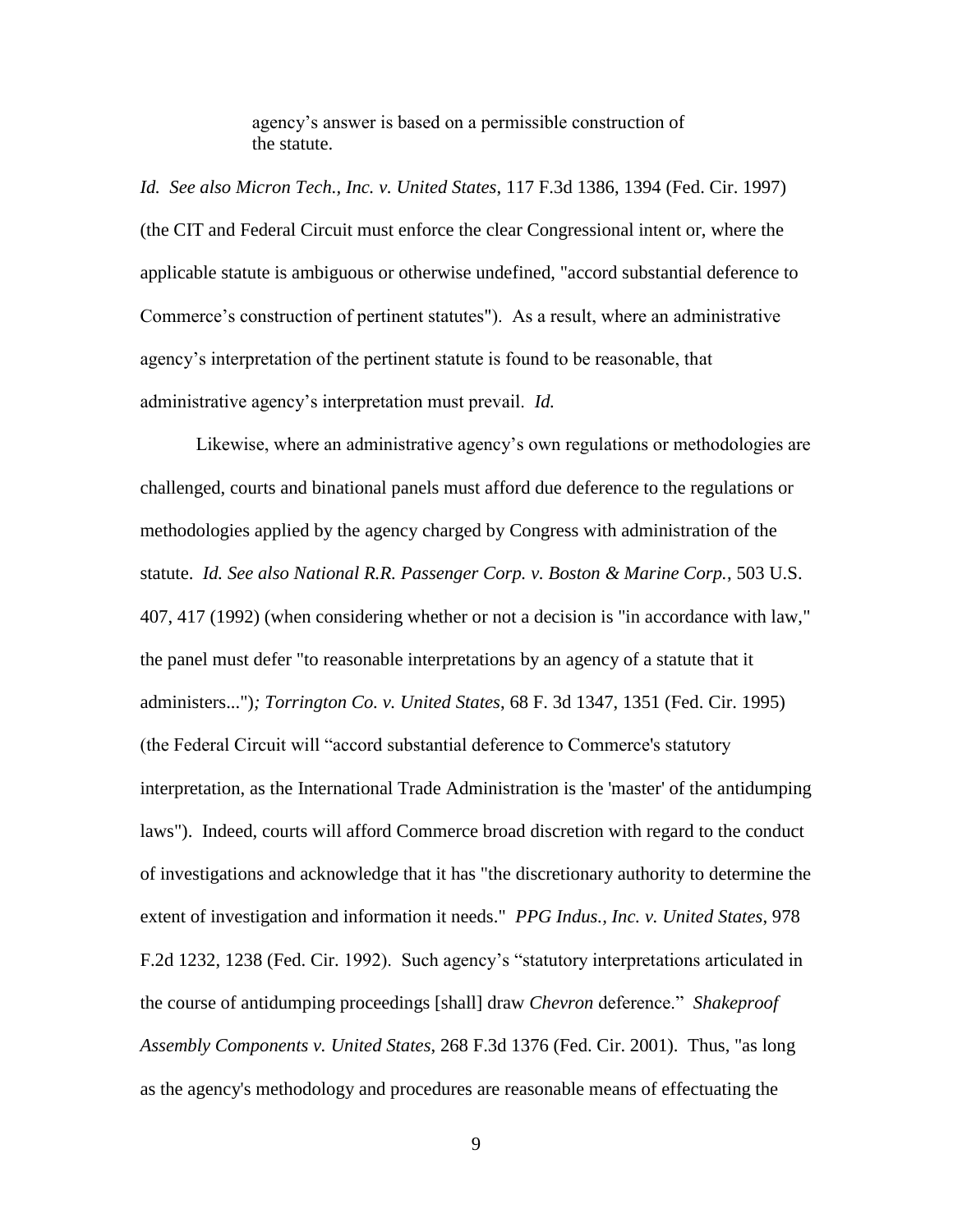> agency's answer is based on a permissible construction of the statute.

*Id. See also Micron Tech., Inc. v. United States*, 117 F.3d 1386, 1394 (Fed. Cir. 1997) (the CIT and Federal Circuit must enforce the clear Congressional intent or, where the applicable statute is ambiguous or otherwise undefined, "accord substantial deference to Commerce's construction of pertinent statutes"). As a result, where an administrative agency's interpretation of the pertinent statute is found to be reasonable, that administrative agency's interpretation must prevail. *Id.*

Likewise, where an administrative agency's own regulations or methodologies are challenged, courts and binational panels must afford due deference to the regulations or methodologies applied by the agency charged by Congress with administration of the statute. *Id. See also National R.R. Passenger Corp. v. Boston & Marine Corp.*, 503 U.S. 407, 417 (1992) (when considering whether or not a decision is "in accordance with law," the panel must defer "to reasonable interpretations by an agency of a statute that it administers..."); *Torrington Co. v. United States*, 68 F. 3d 1347, 1351 (Fed. Cir. 1995) (the Federal Circuit will "accord substantial deference to Commerce's statutory interpretation, as the International Trade Administration is the 'master' of the antidumping laws"). Indeed, courts will afford Commerce broad discretion with regard to the conduct of investigations and acknowledge that it has "the discretionary authority to determine the extent of investigation and information it needs." *PPG Indus., Inc. v. United States*, 978 F.2d 1232, 1238 (Fed. Cir. 1992). Such agency's "statutory interpretations articulated in the course of antidumping proceedings [shall] draw *Chevron* deference." *Shakeproof Assembly Components v. United States*, 268 F.3d 1376 (Fed. Cir. 2001). Thus, "as long as the agency's methodology and procedures are reasonable means of effectuating the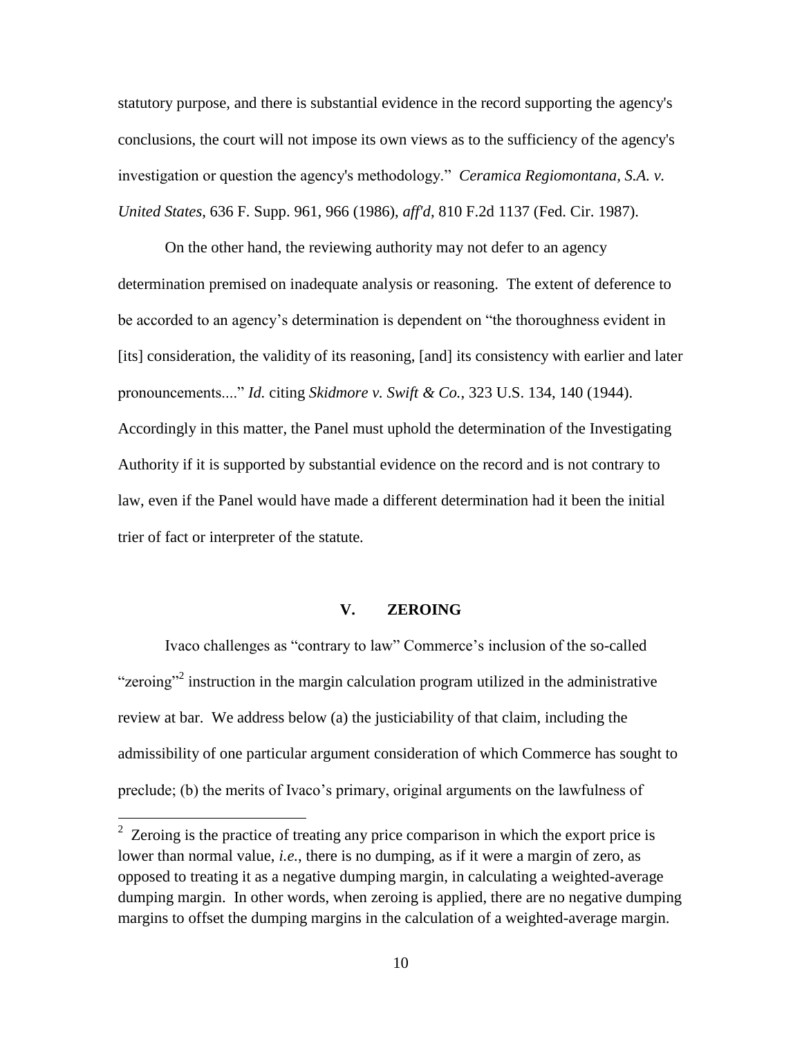statutory purpose, and there is substantial evidence in the record supporting the agency's conclusions, the court will not impose its own views as to the sufficiency of the agency's investigation or question the agency's methodology." *Ceramica Regiomontana, S.A. v. United States*, 636 F. Supp. 961, 966 (1986), *aff'd*, 810 F.2d 1137 (Fed. Cir. 1987).

On the other hand, the reviewing authority may not defer to an agency determination premised on inadequate analysis or reasoning. The extent of deference to be accorded to an agency's determination is dependent on "the thoroughness evident in [its] consideration, the validity of its reasoning, [and] its consistency with earlier and later pronouncements...." *Id.* citing *Skidmore v. Swift & Co.*, 323 U.S. 134, 140 (1944). Accordingly in this matter, the Panel must uphold the determination of the Investigating Authority if it is supported by substantial evidence on the record and is not contrary to law, even if the Panel would have made a different determination had it been the initial trier of fact or interpreter of the statute.

## V. ZEROING

Ivaco challenges as "contrary to law" Commerce's inclusion of the so-called "zeroing"[2] instruction in the margin calculation program utilized in the administrative review at bar. We address below (a) the justiciability of that claim, including the admissibility of one particular argument consideration of which Commerce has sought to preclude; (b) the merits of Ivaco's primary, original arguments on the lawfulness of

[2] Zeroing is the practice of treating any price comparison in which the export price is lower than normal value, *i.e.*, there is no dumping, as if it were a margin of zero, as opposed to treating it as a negative dumping margin, in calculating a weighted-average dumping margin. In other words, when zeroing is applied, there are no negative dumping margins to offset the dumping margins in the calculation of a weighted-average margin.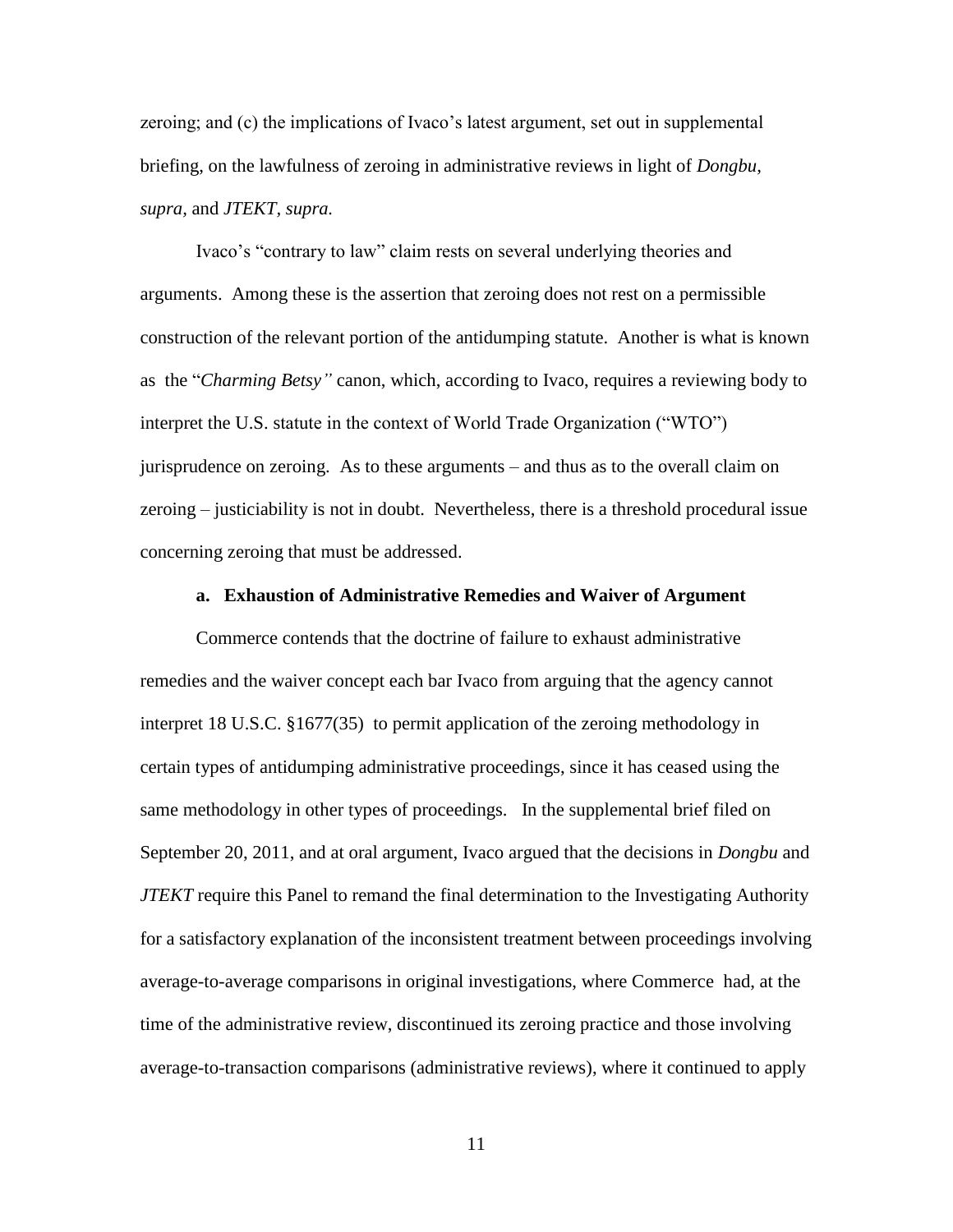zeroing; and (c) the implications of Ivaco's latest argument, set out in supplemental briefing, on the lawfulness of zeroing in administrative reviews in light of *Dongbu*, *supra,* and *JTEKT*, *supra.*

Ivaco's "contrary to law" claim rests on several underlying theories and arguments. Among these is the assertion that zeroing does not rest on a permissible construction of the relevant portion of the antidumping statute. Another is what is known as the "*Charming Betsy"* canon, which, according to Ivaco, requires a reviewing body to interpret the U.S. statute in the context of World Trade Organization ("WTO") jurisprudence on zeroing. As to these arguments – and thus as to the overall claim on zeroing – justiciability is not in doubt. Nevertheless, there is a threshold procedural issue concerning zeroing that must be addressed.

**a. Exhaustion of Administrative Remedies and Waiver of Argument**

Commerce contends that the doctrine of failure to exhaust administrative remedies and the waiver concept each bar Ivaco from arguing that the agency cannot interpret 18 U.S.C. §1677(35) to permit application of the zeroing methodology in certain types of antidumping administrative proceedings, since it has ceased using the same methodology in other types of proceedings. In the supplemental brief filed on September 20, 2011, and at oral argument, Ivaco argued that the decisions in *Dongbu* and *JTEKT* require this Panel to remand the final determination to the Investigating Authority for a satisfactory explanation of the inconsistent treatment between proceedings involving average-to-average comparisons in original investigations, where Commerce had, at the time of the administrative review, discontinued its zeroing practice and those involving average-to-transaction comparisons (administrative reviews), where it continued to apply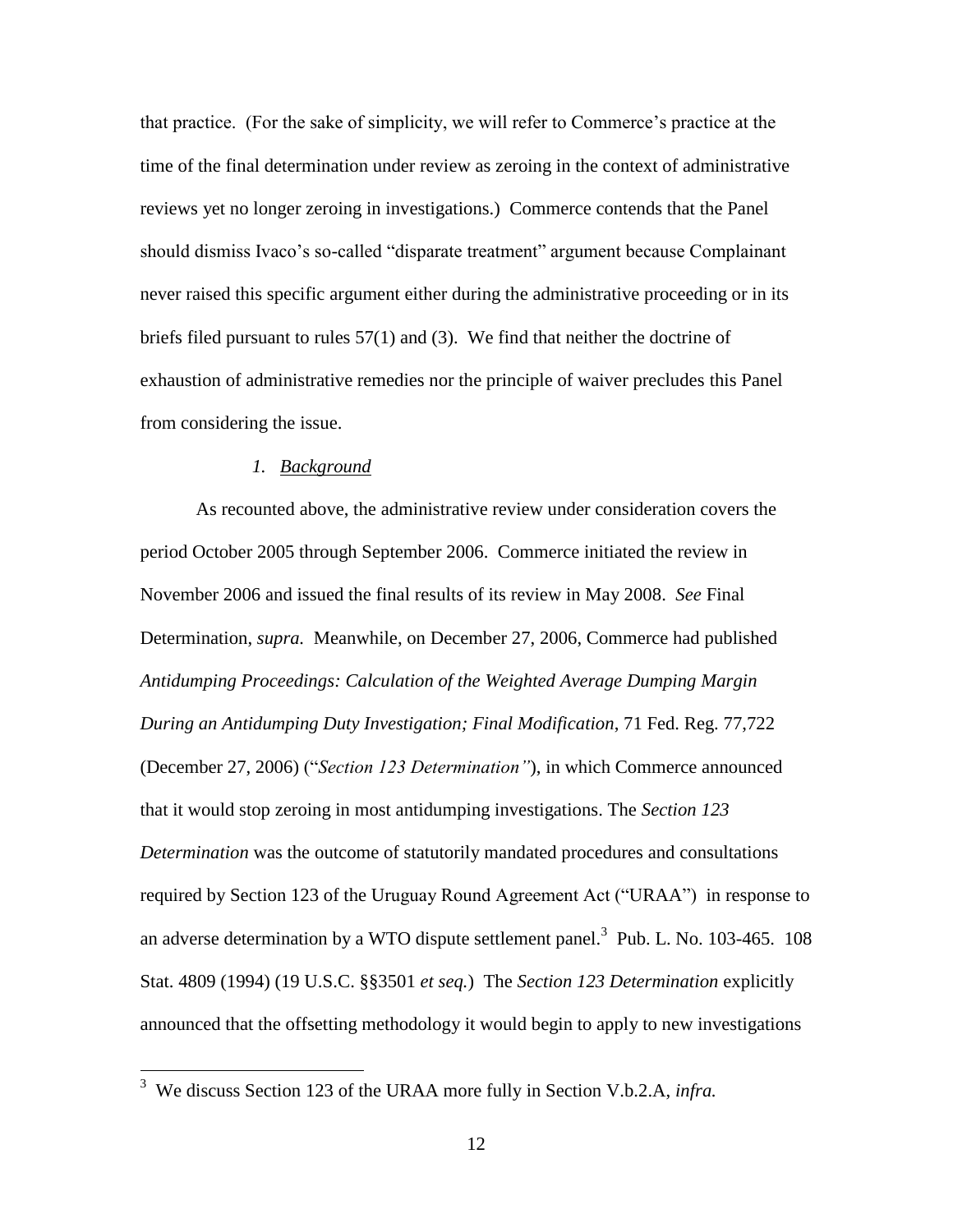that practice. (For the sake of simplicity, we will refer to Commerce's practice at the time of the final determination under review as zeroing in the context of administrative reviews yet no longer zeroing in investigations.) Commerce contends that the Panel should dismiss Ivaco's so-called "disparate treatment" argument because Complainant never raised this specific argument either during the administrative proceeding or in its briefs filed pursuant to rules 57(1) and (3). We find that neither the doctrine of exhaustion of administrative remedies nor the principle of waiver precludes this Panel from considering the issue.

*1. Background*

As recounted above, the administrative review under consideration covers the period October 2005 through September 2006. Commerce initiated the review in November 2006 and issued the final results of its review in May 2008. *See* Final Determination, *supra.* Meanwhile, on December 27, 2006, Commerce had published *Antidumping Proceedings: Calculation of the Weighted Average Dumping Margin During an Antidumping Duty Investigation; Final Modification*, 71 Fed. Reg. 77,722 (December 27, 2006) ("*Section 123 Determination"*), in which Commerce announced that it would stop zeroing in most antidumping investigations. The *Section 123 Determination* was the outcome of statutorily mandated procedures and consultations required by Section 123 of the Uruguay Round Agreement Act ("URAA") in response to an adverse determination by a WTO dispute settlement panel.[3] Pub. L. No. 103-465. 108 Stat. 4809 (1994) (19 U.S.C. §§3501 *et seq.*) The *Section 123 Determination* explicitly announced that the offsetting methodology it would begin to apply to new investigations

[3] We discuss Section 123 of the URAA more fully in Section V.b.2.A, *infra.*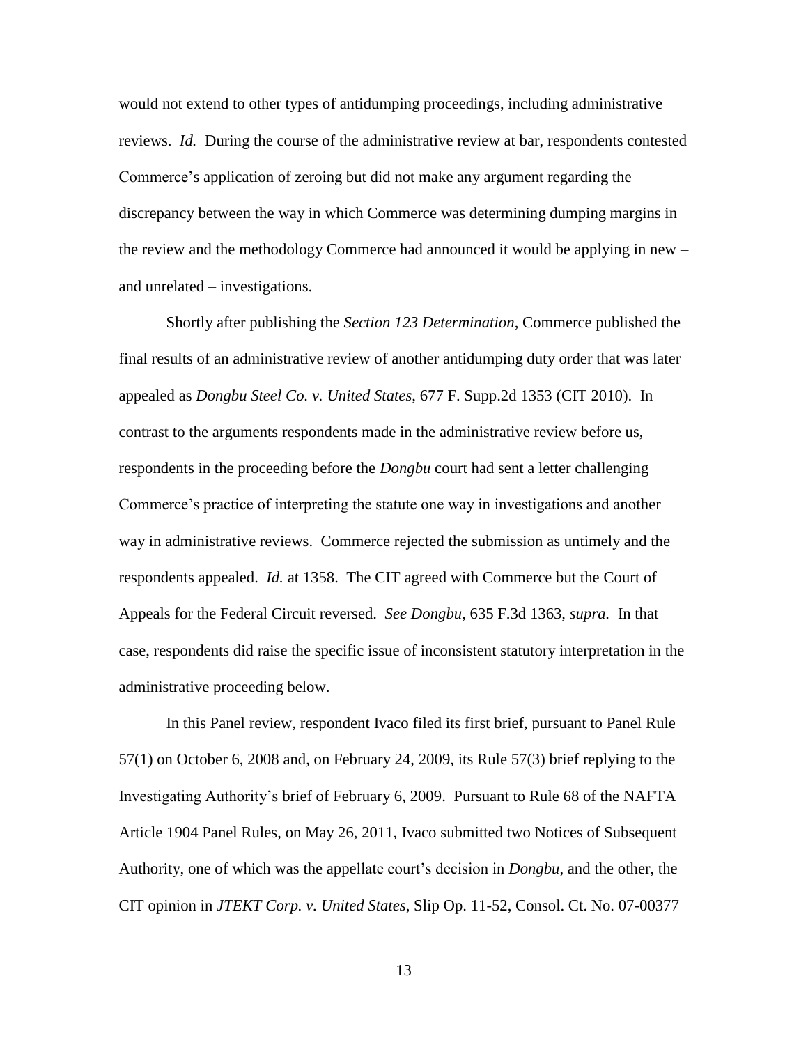would not extend to other types of antidumping proceedings, including administrative reviews. *Id.* During the course of the administrative review at bar, respondents contested Commerce's application of zeroing but did not make any argument regarding the discrepancy between the way in which Commerce was determining dumping margins in the review and the methodology Commerce had announced it would be applying in new – and unrelated – investigations.

Shortly after publishing the *Section 123 Determination*, Commerce published the final results of an administrative review of another antidumping duty order that was later appealed as *Dongbu Steel Co. v. United States,* 677 F. Supp.2d 1353 (CIT 2010). In contrast to the arguments respondents made in the administrative review before us, respondents in the proceeding before the *Dongbu* court had sent a letter challenging Commerce's practice of interpreting the statute one way in investigations and another way in administrative reviews. Commerce rejected the submission as untimely and the respondents appealed. *Id.* at 1358. The CIT agreed with Commerce but the Court of Appeals for the Federal Circuit reversed. *See Dongbu,* 635 F.3d 1363, *supra.* In that case, respondents did raise the specific issue of inconsistent statutory interpretation in the administrative proceeding below.

In this Panel review, respondent Ivaco filed its first brief, pursuant to Panel Rule 57(1) on October 6, 2008 and, on February 24, 2009, its Rule 57(3) brief replying to the Investigating Authority's brief of February 6, 2009. Pursuant to Rule 68 of the NAFTA Article 1904 Panel Rules, on May 26, 2011, Ivaco submitted two Notices of Subsequent Authority, one of which was the appellate court's decision in *Dongbu*, and the other, the CIT opinion in *JTEKT Corp. v. United States*, Slip Op. 11-52, Consol. Ct. No. 07-00377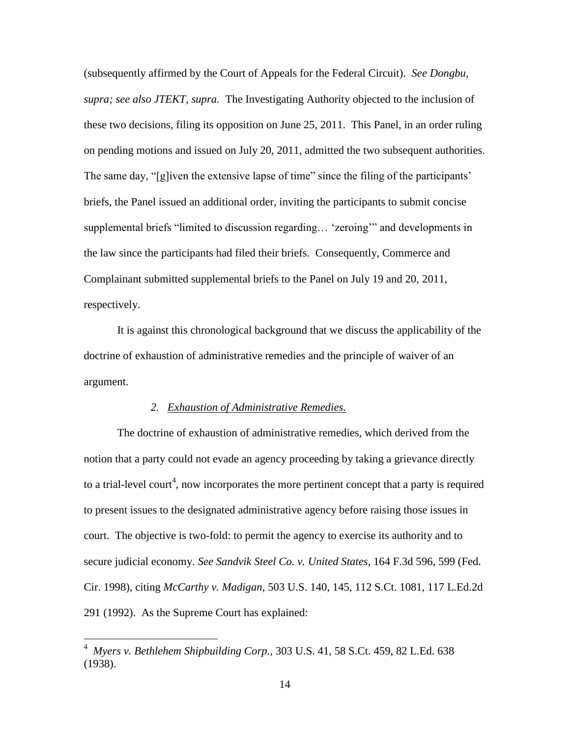(subsequently affirmed by the Court of Appeals for the Federal Circuit). *See Dongbu, supra; see also JTEKT, supra.* The Investigating Authority objected to the inclusion of these two decisions, filing its opposition on June 25, 2011. This Panel, in an order ruling on pending motions and issued on July 20, 2011, admitted the two subsequent authorities. The same day, "[g]iven the extensive lapse of time" since the filing of the participants' briefs, the Panel issued an additional order, inviting the participants to submit concise supplemental briefs "limited to discussion regarding… 'zeroing'" and developments in the law since the participants had filed their briefs. Consequently, Commerce and Complainant submitted supplemental briefs to the Panel on July 19 and 20, 2011, respectively.

It is against this chronological background that we discuss the applicability of the doctrine of exhaustion of administrative remedies and the principle of waiver of an argument.

### *2. Exhaustion of Administrative Remedies.*

The doctrine of exhaustion of administrative remedies, which derived from the notion that a party could not evade an agency proceeding by taking a grievance directly to a trial-level court[4], now incorporates the more pertinent concept that a party is required to present issues to the designated administrative agency before raising those issues in court. The objective is two-fold: to permit the agency to exercise its authority and to secure judicial economy. *See Sandvik Steel Co. v. United States*, 164 F.3d 596, 599 (Fed. Cir. 1998), citing *McCarthy v. Madigan*, 503 U.S. 140, 145, 112 S.Ct. 1081, 117 L.Ed.2d 291 (1992). As the Supreme Court has explained:

[4] *Myers v. Bethlehem Shipbuilding Corp.*, 303 U.S. 41, 58 S.Ct. 459, 82 L.Ed. 638 (1938).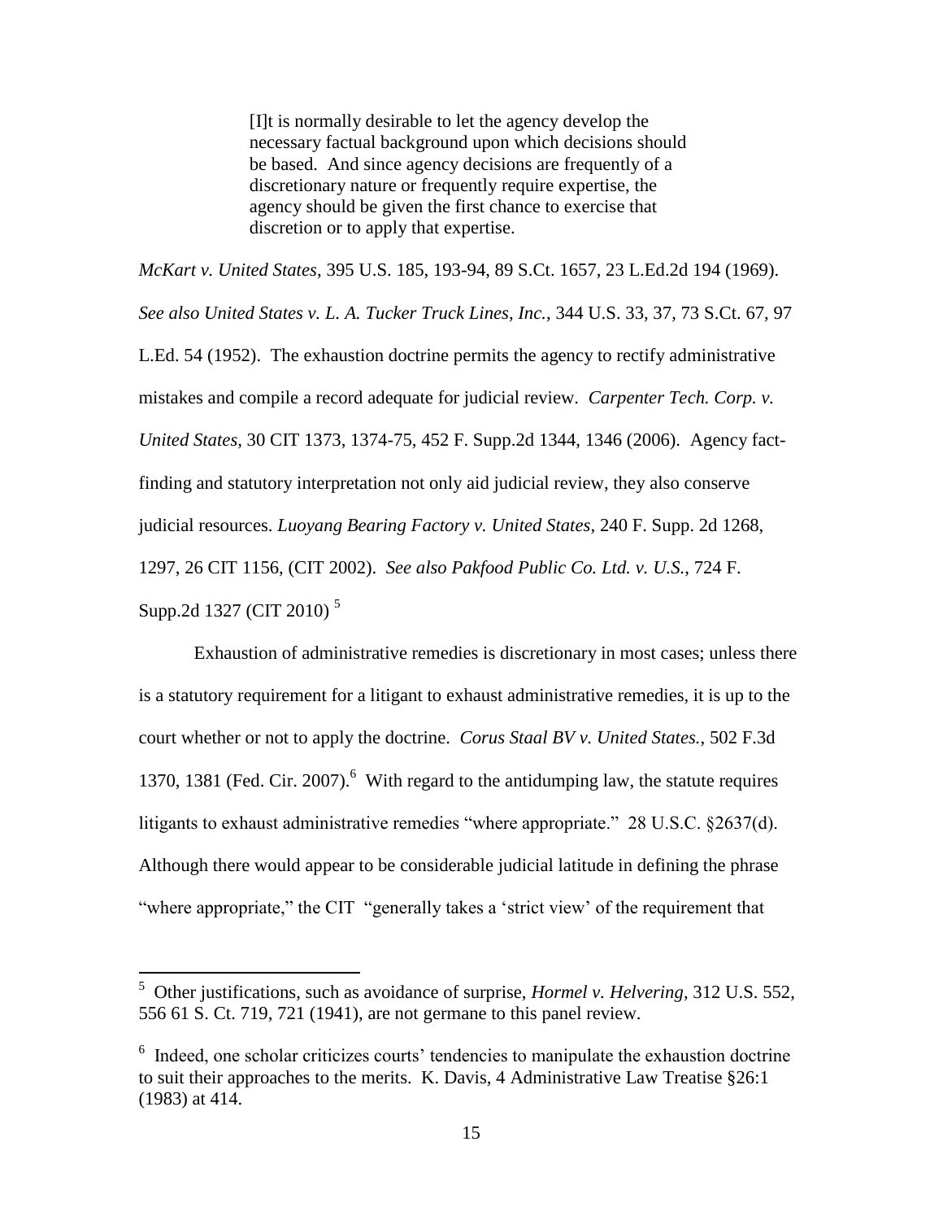> [I]t is normally desirable to let the agency develop the necessary factual background upon which decisions should be based. And since agency decisions are frequently of a discretionary nature or frequently require expertise, the agency should be given the first chance to exercise that discretion or to apply that expertise.

*McKart v. United States*, 395 U.S. 185, 193-94, 89 S.Ct. 1657, 23 L.Ed.2d 194 (1969). *See also United States v. L. A. Tucker Truck Lines, Inc.*, 344 U.S. 33, 37, 73 S.Ct. 67, 97 L.Ed. 54 (1952). The exhaustion doctrine permits the agency to rectify administrative mistakes and compile a record adequate for judicial review. *Carpenter Tech. Corp. v. United States*, 30 CIT 1373, 1374-75, 452 F. Supp.2d 1344, 1346 (2006). Agency fact-finding and statutory interpretation not only aid judicial review, they also conserve judicial resources. *Luoyang Bearing Factory v. United States*, 240 F. Supp. 2d 1268, 1297, 26 CIT 1156, (CIT 2002). *See also Pakfood Public Co. Ltd. v. U.S.*, 724 F. Supp.2d 1327 (CIT 2010) [5]

Exhaustion of administrative remedies is discretionary in most cases; unless there is a statutory requirement for a litigant to exhaust administrative remedies, it is up to the court whether or not to apply the doctrine. *Corus Staal BV v. United States.*, 502 F.3d 1370, 1381 (Fed. Cir. 2007).[6] With regard to the antidumping law, the statute requires litigants to exhaust administrative remedies "where appropriate." 28 U.S.C. §2637(d). Although there would appear to be considerable judicial latitude in defining the phrase "where appropriate," the CIT "generally takes a 'strict view' of the requirement that

---

[5] Other justifications, such as avoidance of surprise, *Hormel v. Helvering*, 312 U.S. 552, 556 61 S. Ct. 719, 721 (1941), are not germane to this panel review.

[6] Indeed, one scholar criticizes courts' tendencies to manipulate the exhaustion doctrine to suit their approaches to the merits. K. Davis, 4 Administrative Law Treatise §26:1 (1983) at 414.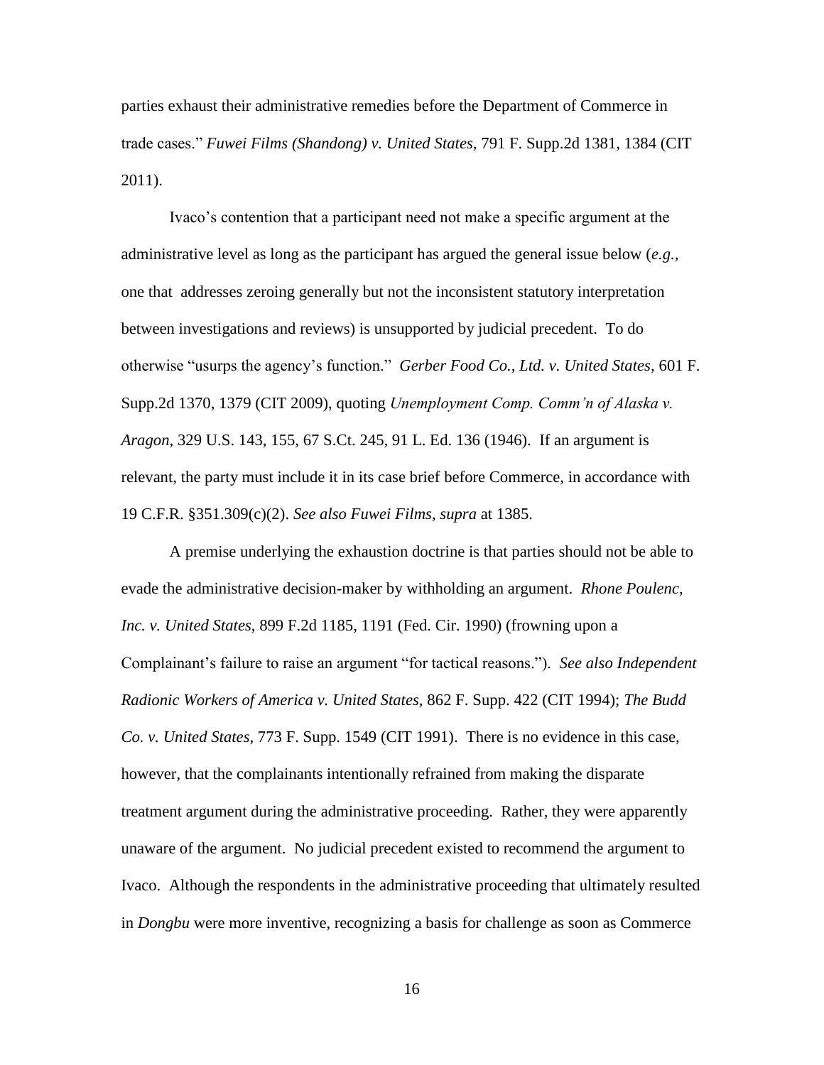parties exhaust their administrative remedies before the Department of Commerce in trade cases." *Fuwei Films (Shandong) v. United States*, 791 F. Supp.2d 1381, 1384 (CIT 2011).

Ivaco's contention that a participant need not make a specific argument at the administrative level as long as the participant has argued the general issue below (*e.g.*, one that addresses zeroing generally but not the inconsistent statutory interpretation between investigations and reviews) is unsupported by judicial precedent. To do otherwise "usurps the agency's function." *Gerber Food Co., Ltd. v. United States,* 601 F. Supp.2d 1370, 1379 (CIT 2009), quoting *Unemployment Comp. Comm'n of Alaska v. Aragon*, 329 U.S. 143, 155, 67 S.Ct. 245, 91 L. Ed. 136 (1946). If an argument is relevant, the party must include it in its case brief before Commerce, in accordance with 19 C.F.R. §351.309(c)(2). *See also Fuwei Films, supra* at 1385.

A premise underlying the exhaustion doctrine is that parties should not be able to evade the administrative decision-maker by withholding an argument. *Rhone Poulenc, Inc. v. United States*, 899 F.2d 1185, 1191 (Fed. Cir. 1990) (frowning upon a Complainant's failure to raise an argument "for tactical reasons."). *See also Independent Radionic Workers of America v. United States,* 862 F. Supp. 422 (CIT 1994); *The Budd Co. v. United States*, 773 F. Supp. 1549 (CIT 1991). There is no evidence in this case, however, that the complainants intentionally refrained from making the disparate treatment argument during the administrative proceeding. Rather, they were apparently unaware of the argument. No judicial precedent existed to recommend the argument to Ivaco. Although the respondents in the administrative proceeding that ultimately resulted in *Dongbu* were more inventive, recognizing a basis for challenge as soon as Commerce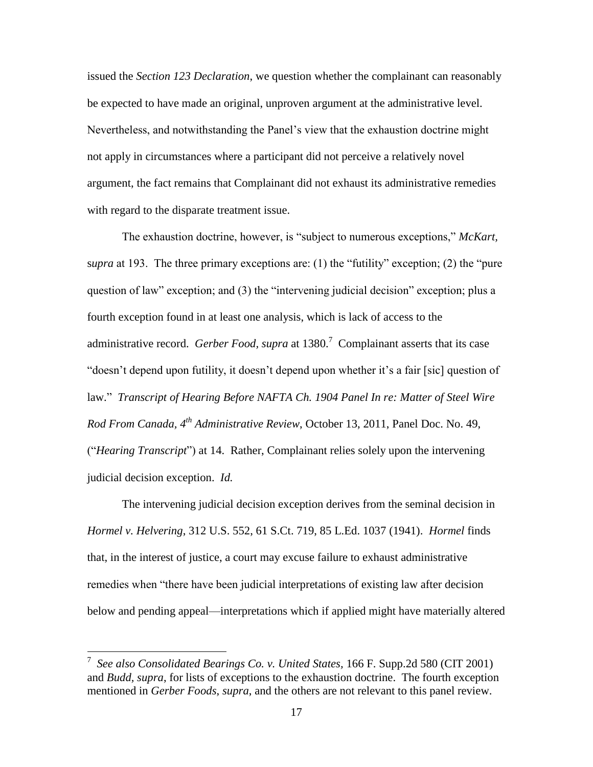issued the *Section 123 Declaration*, we question whether the complainant can reasonably be expected to have made an original, unproven argument at the administrative level. Nevertheless, and notwithstanding the Panel's view that the exhaustion doctrine might not apply in circumstances where a participant did not perceive a relatively novel argument, the fact remains that Complainant did not exhaust its administrative remedies with regard to the disparate treatment issue.

The exhaustion doctrine, however, is "subject to numerous exceptions," *McKart*, s*upra* at 193. The three primary exceptions are: (1) the "futility" exception; (2) the "pure question of law" exception; and (3) the "intervening judicial decision" exception; plus a fourth exception found in at least one analysis, which is lack of access to the administrative record. *Gerber Food, supra* at 1380.[7] Complainant asserts that its case "doesn't depend upon futility, it doesn't depend upon whether it's a fair [sic] question of law." *Transcript of Hearing Before NAFTA Ch. 1904 Panel In re: Matter of Steel Wire Rod From Canada, 4th Administrative Review*, October 13, 2011, Panel Doc. No. 49, ("*Hearing Transcript*") at 14. Rather, Complainant relies solely upon the intervening judicial decision exception. *Id.*

The intervening judicial decision exception derives from the seminal decision in *Hormel v. Helvering*, 312 U.S. 552, 61 S.Ct. 719, 85 L.Ed. 1037 (1941). *Hormel* finds that, in the interest of justice, a court may excuse failure to exhaust administrative remedies when "there have been judicial interpretations of existing law after decision below and pending appeal—interpretations which if applied might have materially altered

[7] *See also Consolidated Bearings Co. v. United States*, 166 F. Supp.2d 580 (CIT 2001) and *Budd, supra*, for lists of exceptions to the exhaustion doctrine. The fourth exception mentioned in *Gerber Foods*, *supra*, and the others are not relevant to this panel review.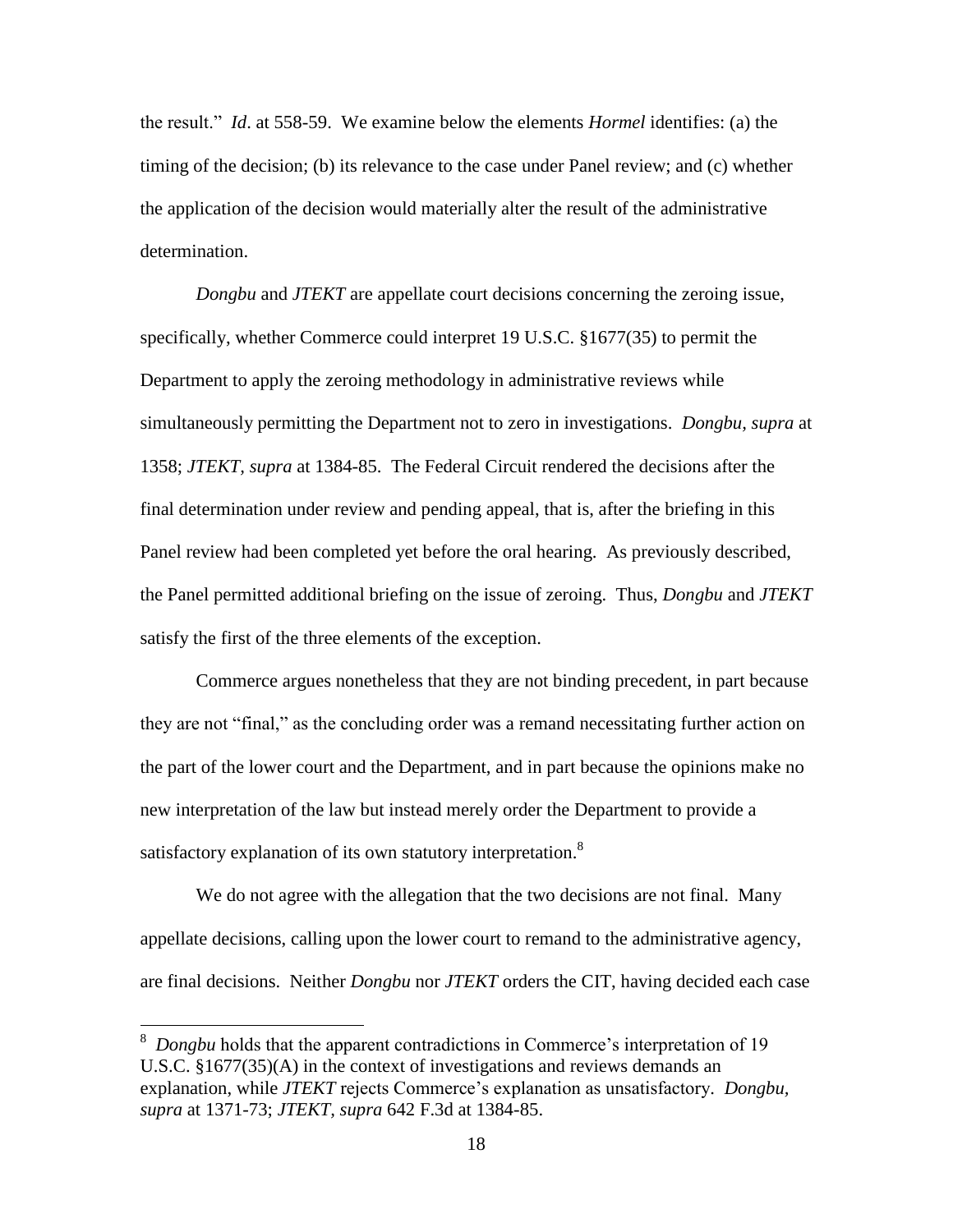the result." *Id*. at 558-59. We examine below the elements *Hormel* identifies: (a) the timing of the decision; (b) its relevance to the case under Panel review; and (c) whether the application of the decision would materially alter the result of the administrative determination.

*Dongbu* and *JTEKT* are appellate court decisions concerning the zeroing issue, specifically, whether Commerce could interpret 19 U.S.C. §1677(35) to permit the Department to apply the zeroing methodology in administrative reviews while simultaneously permitting the Department not to zero in investigations. *Dongbu, supra* at 1358; *JTEKT, supra* at 1384-85. The Federal Circuit rendered the decisions after the final determination under review and pending appeal, that is, after the briefing in this Panel review had been completed yet before the oral hearing. As previously described, the Panel permitted additional briefing on the issue of zeroing. Thus, *Dongbu* and *JTEKT* satisfy the first of the three elements of the exception.

Commerce argues nonetheless that they are not binding precedent, in part because they are not "final," as the concluding order was a remand necessitating further action on the part of the lower court and the Department, and in part because the opinions make no new interpretation of the law but instead merely order the Department to provide a satisfactory explanation of its own statutory interpretation.[8]

We do not agree with the allegation that the two decisions are not final. Many appellate decisions, calling upon the lower court to remand to the administrative agency, are final decisions. Neither *Dongbu* nor *JTEKT* orders the CIT, having decided each case

---

[8] *Dongbu* holds that the apparent contradictions in Commerce's interpretation of 19 U.S.C. §1677(35)(A) in the context of investigations and reviews demands an explanation, while *JTEKT* rejects Commerce's explanation as unsatisfactory. *Dongbu, supra* at 1371-73; *JTEKT, supra* 642 F.3d at 1384-85.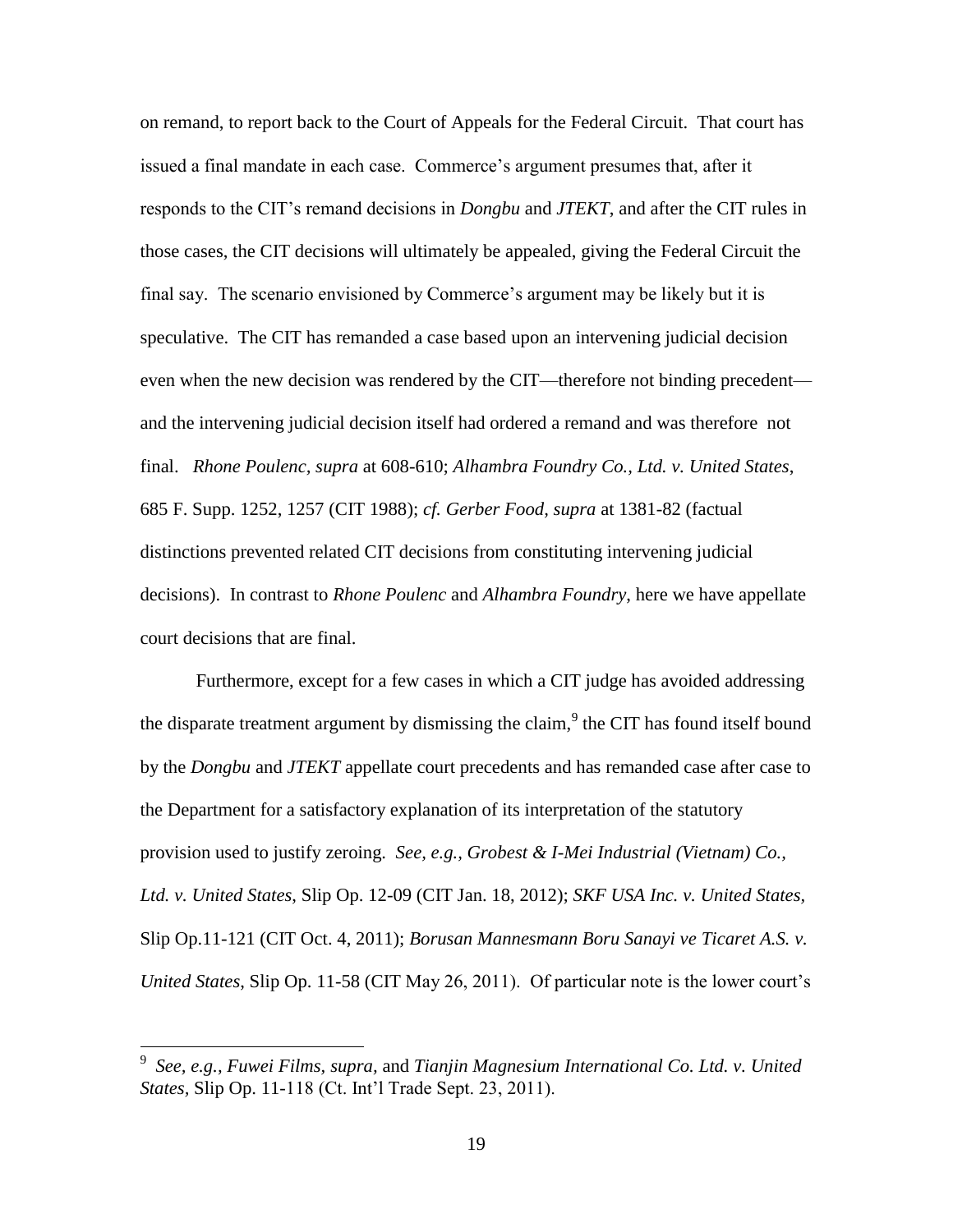on remand, to report back to the Court of Appeals for the Federal Circuit. That court has issued a final mandate in each case. Commerce's argument presumes that, after it responds to the CIT's remand decisions in *Dongbu* and *JTEKT*, and after the CIT rules in those cases, the CIT decisions will ultimately be appealed, giving the Federal Circuit the final say. The scenario envisioned by Commerce's argument may be likely but it is speculative. The CIT has remanded a case based upon an intervening judicial decision even when the new decision was rendered by the CIT—therefore not binding precedent—and the intervening judicial decision itself had ordered a remand and was therefore not final. *Rhone Poulenc, supra* at 608-610; *Alhambra Foundry Co., Ltd. v. United States*, 685 F. Supp. 1252, 1257 (CIT 1988); *cf. Gerber Food, supra* at 1381-82 (factual distinctions prevented related CIT decisions from constituting intervening judicial decisions). In contrast to *Rhone Poulenc* and *Alhambra Foundry*, here we have appellate court decisions that are final.

Furthermore, except for a few cases in which a CIT judge has avoided addressing the disparate treatment argument by dismissing the claim,[9] the CIT has found itself bound by the *Dongbu* and *JTEKT* appellate court precedents and has remanded case after case to the Department for a satisfactory explanation of its interpretation of the statutory provision used to justify zeroing. *See, e.g., Grobest & I-Mei Industrial (Vietnam) Co., Ltd. v. United States,* Slip Op. 12-09 (CIT Jan. 18, 2012); *SKF USA Inc. v. United States,* Slip Op.11-121 (CIT Oct. 4, 2011); *Borusan Mannesmann Boru Sanayi ve Ticaret A.S. v. United States,* Slip Op. 11-58 (CIT May 26, 2011). Of particular note is the lower court's

---

[9] *See, e.g., Fuwei Films, supra,* and *Tianjin Magnesium International Co. Ltd. v. United States,* Slip Op. 11-118 (Ct. Int'l Trade Sept. 23, 2011).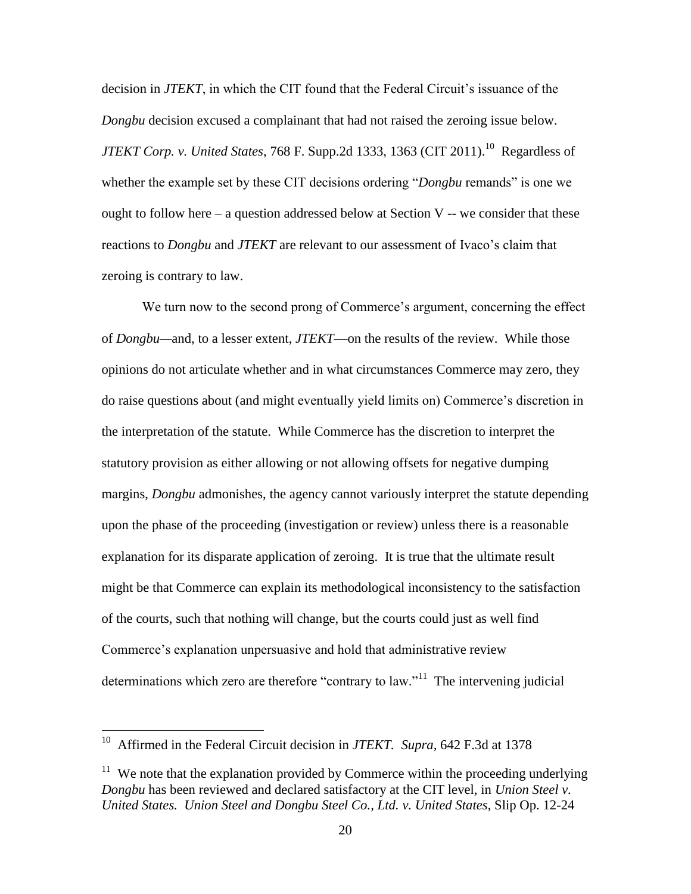decision in *JTEKT*, in which the CIT found that the Federal Circuit's issuance of the *Dongbu* decision excused a complainant that had not raised the zeroing issue below. *JTEKT Corp. v. United States*, 768 F. Supp.2d 1333, 1363 (CIT 2011).[10] Regardless of whether the example set by these CIT decisions ordering "*Dongbu* remands" is one we ought to follow here – a question addressed below at Section V -- we consider that these reactions to *Dongbu* and *JTEKT* are relevant to our assessment of Ivaco's claim that zeroing is contrary to law.

We turn now to the second prong of Commerce's argument, concerning the effect of *Dongbu*—and, to a lesser extent, *JTEKT*—on the results of the review. While those opinions do not articulate whether and in what circumstances Commerce may zero, they do raise questions about (and might eventually yield limits on) Commerce's discretion in the interpretation of the statute. While Commerce has the discretion to interpret the statutory provision as either allowing or not allowing offsets for negative dumping margins, *Dongbu* admonishes, the agency cannot variously interpret the statute depending upon the phase of the proceeding (investigation or review) unless there is a reasonable explanation for its disparate application of zeroing. It is true that the ultimate result might be that Commerce can explain its methodological inconsistency to the satisfaction of the courts, such that nothing will change, but the courts could just as well find Commerce's explanation unpersuasive and hold that administrative review determinations which zero are therefore "contrary to law."[11] The intervening judicial

---

[10] Affirmed in the Federal Circuit decision in *JTEKT. Supra*, 642 F.3d at 1378

[11] We note that the explanation provided by Commerce within the proceeding underlying *Dongbu* has been reviewed and declared satisfactory at the CIT level, in *Union Steel v. United States. Union Steel and Dongbu Steel Co., Ltd. v. United States*, Slip Op. 12-24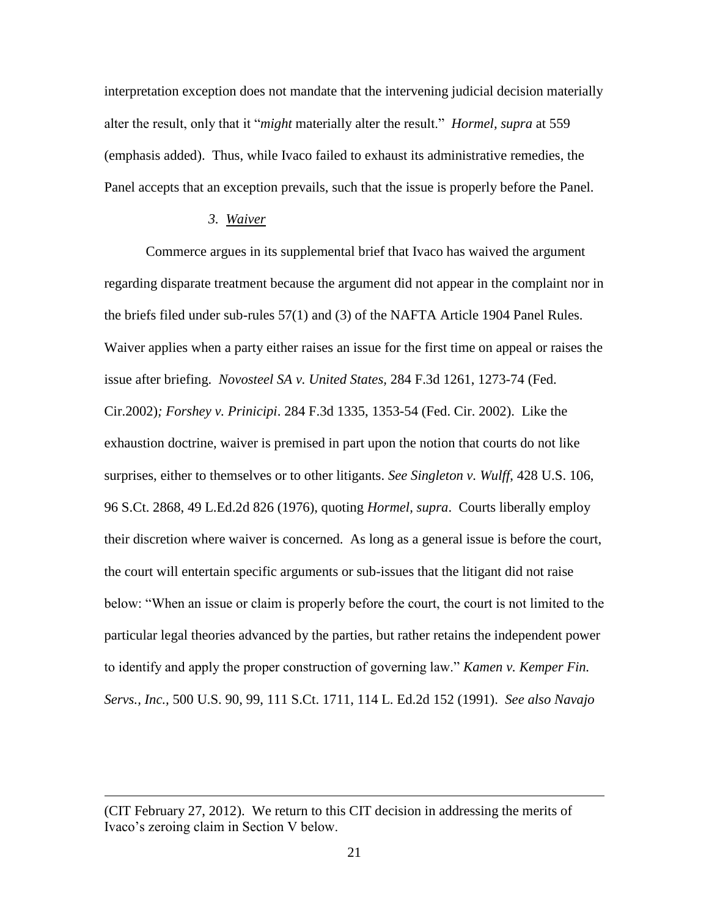interpretation exception does not mandate that the intervening judicial decision materially alter the result, only that it "*might* materially alter the result." *Hormel, supra* at 559 (emphasis added). Thus, while Ivaco failed to exhaust its administrative remedies, the Panel accepts that an exception prevails, such that the issue is properly before the Panel.

### *3. Waiver*

Commerce argues in its supplemental brief that Ivaco has waived the argument regarding disparate treatment because the argument did not appear in the complaint nor in the briefs filed under sub-rules 57(1) and (3) of the NAFTA Article 1904 Panel Rules. Waiver applies when a party either raises an issue for the first time on appeal or raises the issue after briefing. *Novosteel SA v. United States*, 284 F.3d 1261, 1273-74 (Fed. Cir.2002)*; Forshey v. Prinicipi*. 284 F.3d 1335, 1353-54 (Fed. Cir. 2002). Like the exhaustion doctrine, waiver is premised in part upon the notion that courts do not like surprises, either to themselves or to other litigants. *See Singleton v. Wulff*, 428 U.S. 106, 96 S.Ct. 2868, 49 L.Ed.2d 826 (1976), quoting *Hormel, supra*. Courts liberally employ their discretion where waiver is concerned. As long as a general issue is before the court, the court will entertain specific arguments or sub-issues that the litigant did not raise below: "When an issue or claim is properly before the court, the court is not limited to the particular legal theories advanced by the parties, but rather retains the independent power to identify and apply the proper construction of governing law." *Kamen v. Kemper Fin. Servs., Inc.*, 500 U.S. 90, 99, 111 S.Ct. 1711, 114 L. Ed.2d 152 (1991). *See also Navajo*

---

(CIT February 27, 2012). We return to this CIT decision in addressing the merits of Ivaco's zeroing claim in Section V below.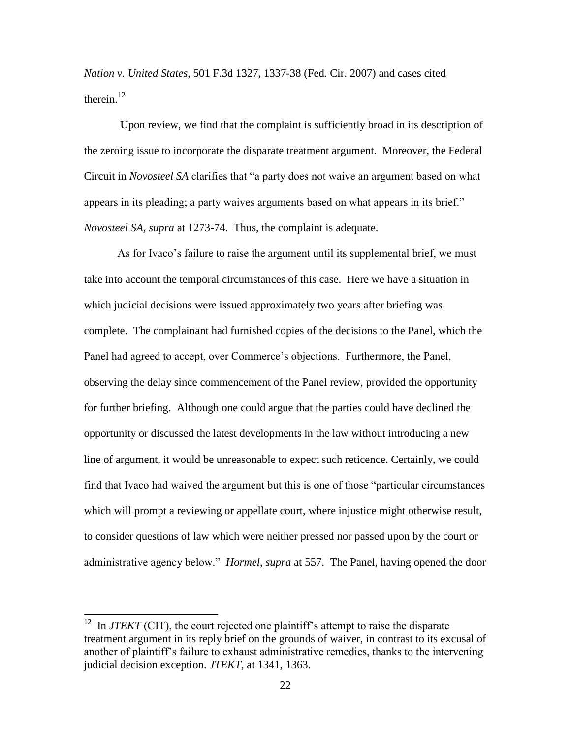*Nation v. United States*, 501 F.3d 1327, 1337-38 (Fed. Cir. 2007) and cases cited therein.[12]

Upon review, we find that the complaint is sufficiently broad in its description of the zeroing issue to incorporate the disparate treatment argument. Moreover, the Federal Circuit in *Novosteel SA* clarifies that "a party does not waive an argument based on what appears in its pleading; a party waives arguments based on what appears in its brief." *Novosteel SA, supra* at 1273-74. Thus, the complaint is adequate.

As for Ivaco's failure to raise the argument until its supplemental brief, we must take into account the temporal circumstances of this case. Here we have a situation in which judicial decisions were issued approximately two years after briefing was complete. The complainant had furnished copies of the decisions to the Panel, which the Panel had agreed to accept, over Commerce's objections. Furthermore, the Panel, observing the delay since commencement of the Panel review, provided the opportunity for further briefing. Although one could argue that the parties could have declined the opportunity or discussed the latest developments in the law without introducing a new line of argument, it would be unreasonable to expect such reticence. Certainly, we could find that Ivaco had waived the argument but this is one of those "particular circumstances which will prompt a reviewing or appellate court, where injustice might otherwise result, to consider questions of law which were neither pressed nor passed upon by the court or administrative agency below." *Hormel, supra* at 557. The Panel, having opened the door

[12] In *JTEKT* (CIT), the court rejected one plaintiff's attempt to raise the disparate treatment argument in its reply brief on the grounds of waiver, in contrast to its excusal of another of plaintiff's failure to exhaust administrative remedies, thanks to the intervening judicial decision exception. *JTEKT*, at 1341, 1363.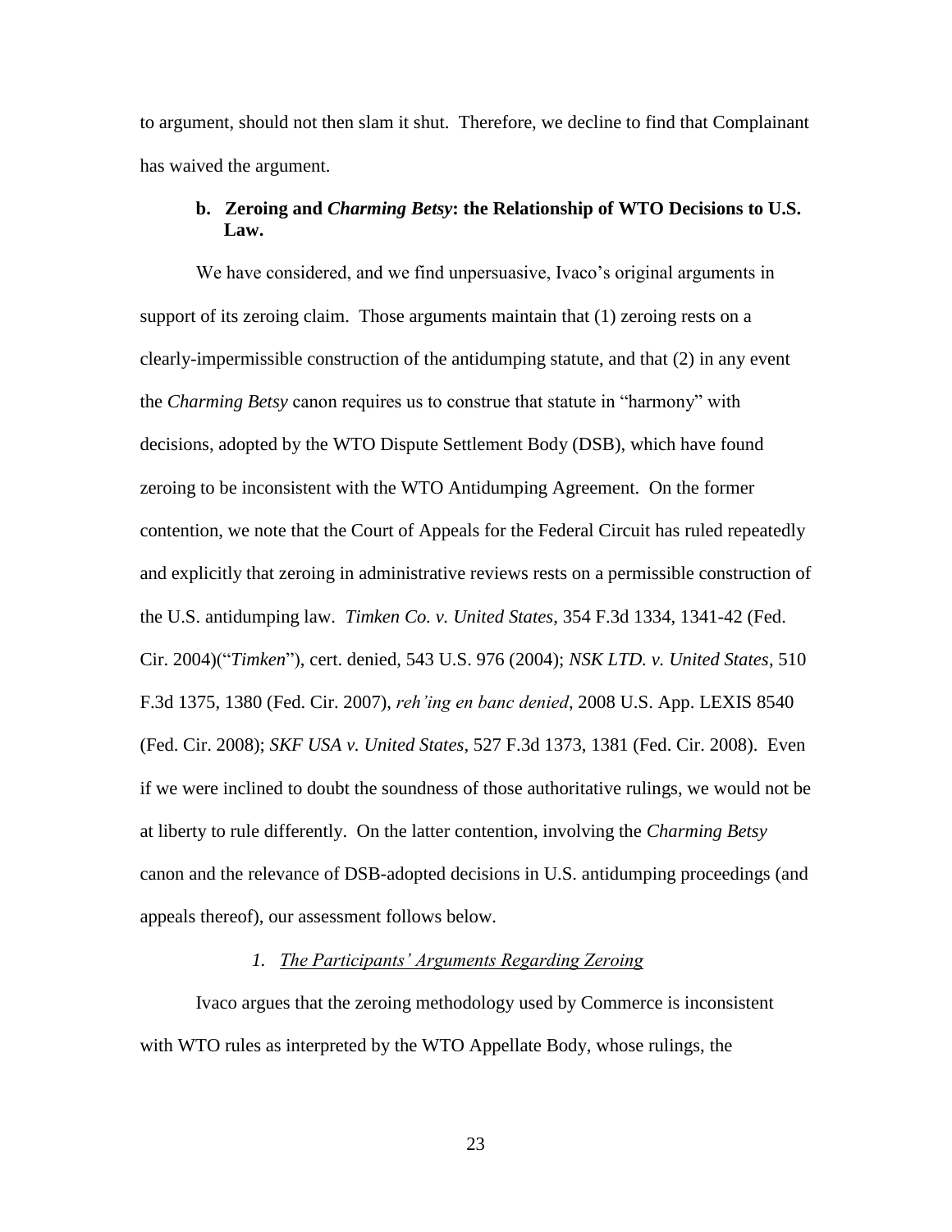to argument, should not then slam it shut. Therefore, we decline to find that Complainant has waived the argument.

### b. Zeroing and *Charming Betsy*: the Relationship of WTO Decisions to U.S. Law.

We have considered, and we find unpersuasive, Ivaco's original arguments in support of its zeroing claim. Those arguments maintain that (1) zeroing rests on a clearly-impermissible construction of the antidumping statute, and that (2) in any event the *Charming Betsy* canon requires us to construe that statute in "harmony" with decisions, adopted by the WTO Dispute Settlement Body (DSB), which have found zeroing to be inconsistent with the WTO Antidumping Agreement. On the former contention, we note that the Court of Appeals for the Federal Circuit has ruled repeatedly and explicitly that zeroing in administrative reviews rests on a permissible construction of the U.S. antidumping law. *Timken Co. v. United States*, 354 F.3d 1334, 1341-42 (Fed. Cir. 2004)("*Timken*"), cert. denied, 543 U.S. 976 (2004); *NSK LTD. v. United States*, 510 F.3d 1375, 1380 (Fed. Cir. 2007), *reh'ing en banc denied*, 2008 U.S. App. LEXIS 8540 (Fed. Cir. 2008); *SKF USA v. United States*, 527 F.3d 1373, 1381 (Fed. Cir. 2008). Even if we were inclined to doubt the soundness of those authoritative rulings, we would not be at liberty to rule differently. On the latter contention, involving the *Charming Betsy* canon and the relevance of DSB-adopted decisions in U.S. antidumping proceedings (and appeals thereof), our assessment follows below.

#### *1. The Participants' Arguments Regarding Zeroing*

Ivaco argues that the zeroing methodology used by Commerce is inconsistent with WTO rules as interpreted by the WTO Appellate Body, whose rulings, the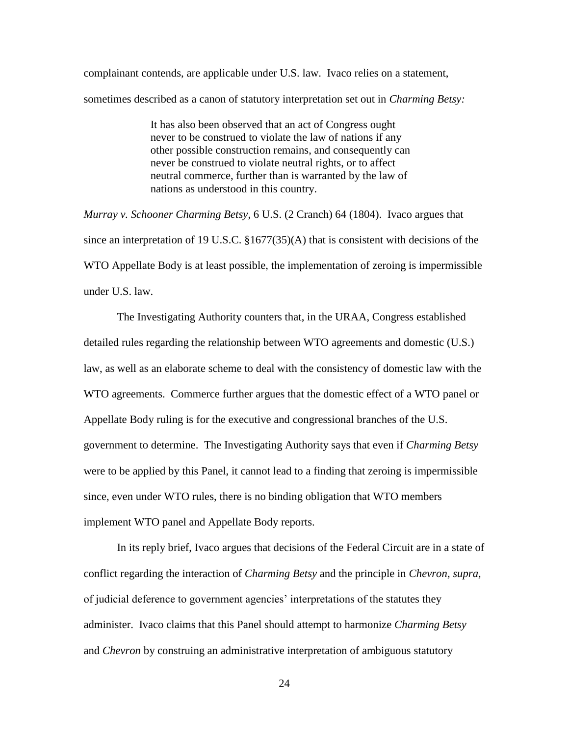complainant contends, are applicable under U.S. law. Ivaco relies on a statement, sometimes described as a canon of statutory interpretation set out in *Charming Betsy:*

> It has also been observed that an act of Congress ought never to be construed to violate the law of nations if any other possible construction remains, and consequently can never be construed to violate neutral rights, or to affect neutral commerce, further than is warranted by the law of nations as understood in this country.

*Murray v. Schooner Charming Betsy*, 6 U.S. (2 Cranch) 64 (1804). Ivaco argues that since an interpretation of 19 U.S.C. §1677(35)(A) that is consistent with decisions of the WTO Appellate Body is at least possible, the implementation of zeroing is impermissible under U.S. law.

The Investigating Authority counters that, in the URAA, Congress established detailed rules regarding the relationship between WTO agreements and domestic (U.S.) law, as well as an elaborate scheme to deal with the consistency of domestic law with the WTO agreements. Commerce further argues that the domestic effect of a WTO panel or Appellate Body ruling is for the executive and congressional branches of the U.S. government to determine. The Investigating Authority says that even if *Charming Betsy* were to be applied by this Panel, it cannot lead to a finding that zeroing is impermissible since, even under WTO rules, there is no binding obligation that WTO members implement WTO panel and Appellate Body reports.

In its reply brief, Ivaco argues that decisions of the Federal Circuit are in a state of conflict regarding the interaction of *Charming Betsy* and the principle in *Chevron, supra*, of judicial deference to government agencies' interpretations of the statutes they administer. Ivaco claims that this Panel should attempt to harmonize *Charming Betsy* and *Chevron* by construing an administrative interpretation of ambiguous statutory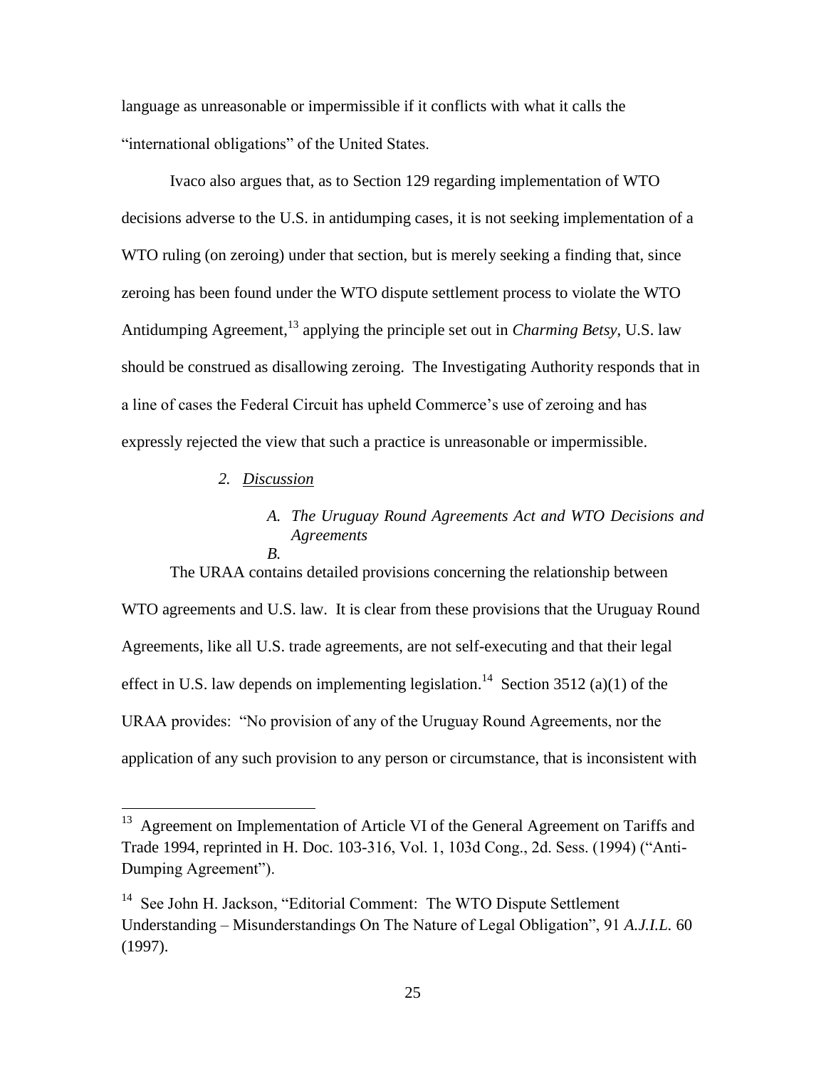language as unreasonable or impermissible if it conflicts with what it calls the "international obligations" of the United States.

Ivaco also argues that, as to Section 129 regarding implementation of WTO decisions adverse to the U.S. in antidumping cases, it is not seeking implementation of a WTO ruling (on zeroing) under that section, but is merely seeking a finding that, since zeroing has been found under the WTO dispute settlement process to violate the WTO Antidumping Agreement,[13] applying the principle set out in *Charming Betsy*, U.S. law should be construed as disallowing zeroing. The Investigating Authority responds that in a line of cases the Federal Circuit has upheld Commerce's use of zeroing and has expressly rejected the view that such a practice is unreasonable or impermissible.

*2. Discussion*

*A. The Uruguay Round Agreements Act and WTO Decisions and Agreements*

*B.*

The URAA contains detailed provisions concerning the relationship between WTO agreements and U.S. law. It is clear from these provisions that the Uruguay Round Agreements, like all U.S. trade agreements, are not self-executing and that their legal effect in U.S. law depends on implementing legislation.[14] Section 3512 (a)(1) of the URAA provides: "No provision of any of the Uruguay Round Agreements, nor the application of any such provision to any person or circumstance, that is inconsistent with

---

[13] Agreement on Implementation of Article VI of the General Agreement on Tariffs and Trade 1994, reprinted in H. Doc. 103-316, Vol. 1, 103d Cong., 2d. Sess. (1994) ("Anti-Dumping Agreement").

[14] See John H. Jackson, "Editorial Comment: The WTO Dispute Settlement Understanding – Misunderstandings On The Nature of Legal Obligation", 91 *A.J.I.L.* 60 (1997).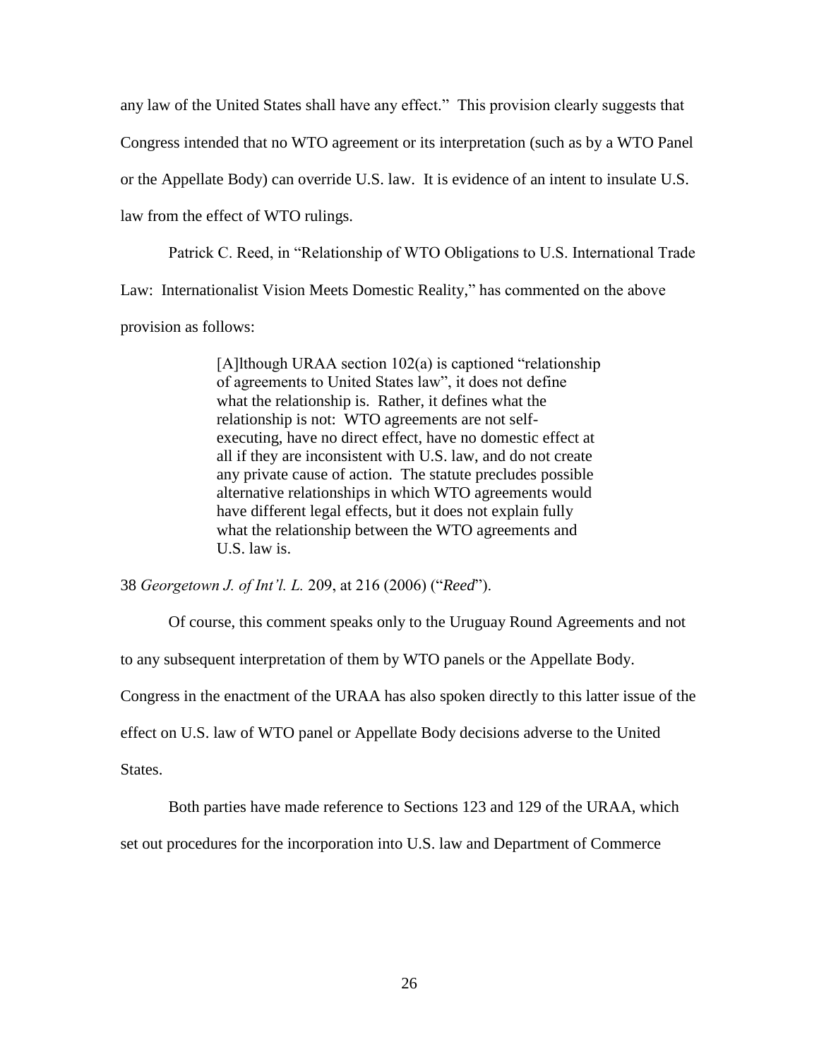any law of the United States shall have any effect." This provision clearly suggests that Congress intended that no WTO agreement or its interpretation (such as by a WTO Panel or the Appellate Body) can override U.S. law. It is evidence of an intent to insulate U.S. law from the effect of WTO rulings.

Patrick C. Reed, in "Relationship of WTO Obligations to U.S. International Trade Law: Internationalist Vision Meets Domestic Reality," has commented on the above provision as follows:

> [A]lthough URAA section 102(a) is captioned "relationship of agreements to United States law", it does not define what the relationship is. Rather, it defines what the relationship is not: WTO agreements are not self-executing, have no direct effect, have no domestic effect at all if they are inconsistent with U.S. law, and do not create any private cause of action. The statute precludes possible alternative relationships in which WTO agreements would have different legal effects, but it does not explain fully what the relationship between the WTO agreements and U.S. law is.

38 *Georgetown J. of Int'l. L.* 209, at 216 (2006) ("*Reed*").

Of course, this comment speaks only to the Uruguay Round Agreements and not to any subsequent interpretation of them by WTO panels or the Appellate Body. Congress in the enactment of the URAA has also spoken directly to this latter issue of the effect on U.S. law of WTO panel or Appellate Body decisions adverse to the United States.

Both parties have made reference to Sections 123 and 129 of the URAA, which set out procedures for the incorporation into U.S. law and Department of Commerce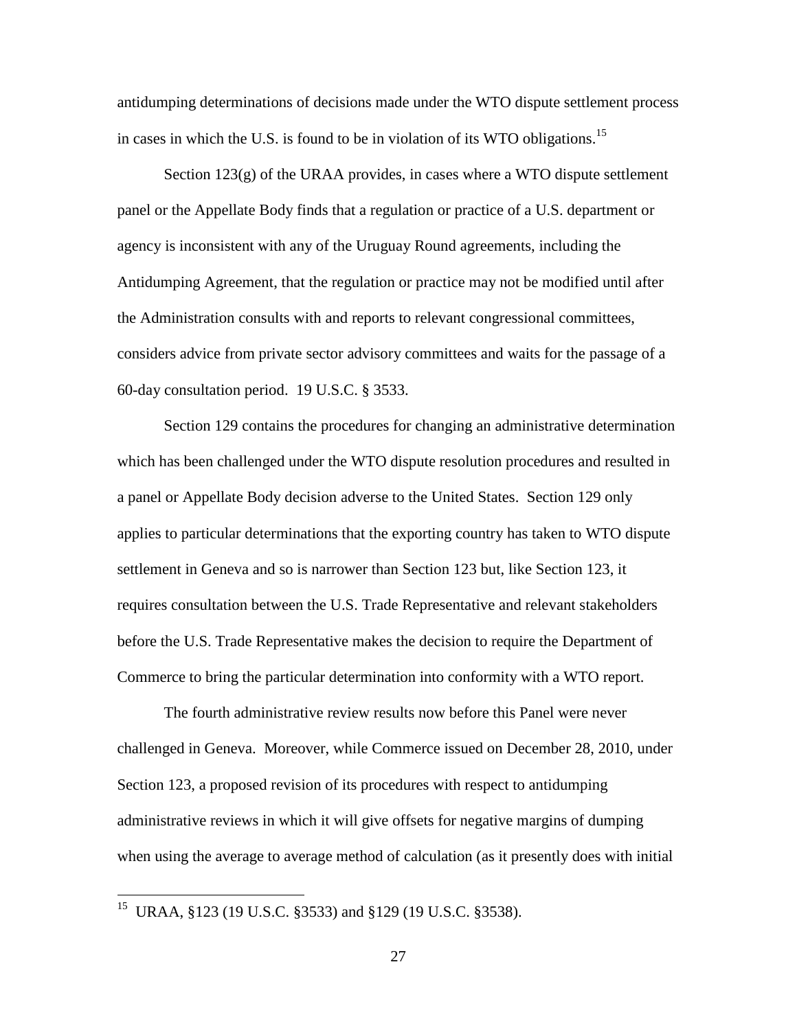antidumping determinations of decisions made under the WTO dispute settlement process in cases in which the U.S. is found to be in violation of its WTO obligations.[15]

Section 123(g) of the URAA provides, in cases where a WTO dispute settlement panel or the Appellate Body finds that a regulation or practice of a U.S. department or agency is inconsistent with any of the Uruguay Round agreements, including the Antidumping Agreement, that the regulation or practice may not be modified until after the Administration consults with and reports to relevant congressional committees, considers advice from private sector advisory committees and waits for the passage of a 60-day consultation period. 19 U.S.C. § 3533.

Section 129 contains the procedures for changing an administrative determination which has been challenged under the WTO dispute resolution procedures and resulted in a panel or Appellate Body decision adverse to the United States. Section 129 only applies to particular determinations that the exporting country has taken to WTO dispute settlement in Geneva and so is narrower than Section 123 but, like Section 123, it requires consultation between the U.S. Trade Representative and relevant stakeholders before the U.S. Trade Representative makes the decision to require the Department of Commerce to bring the particular determination into conformity with a WTO report.

The fourth administrative review results now before this Panel were never challenged in Geneva. Moreover, while Commerce issued on December 28, 2010, under Section 123, a proposed revision of its procedures with respect to antidumping administrative reviews in which it will give offsets for negative margins of dumping when using the average to average method of calculation (as it presently does with initial

---

[15] URAA, §123 (19 U.S.C. §3533) and §129 (19 U.S.C. §3538).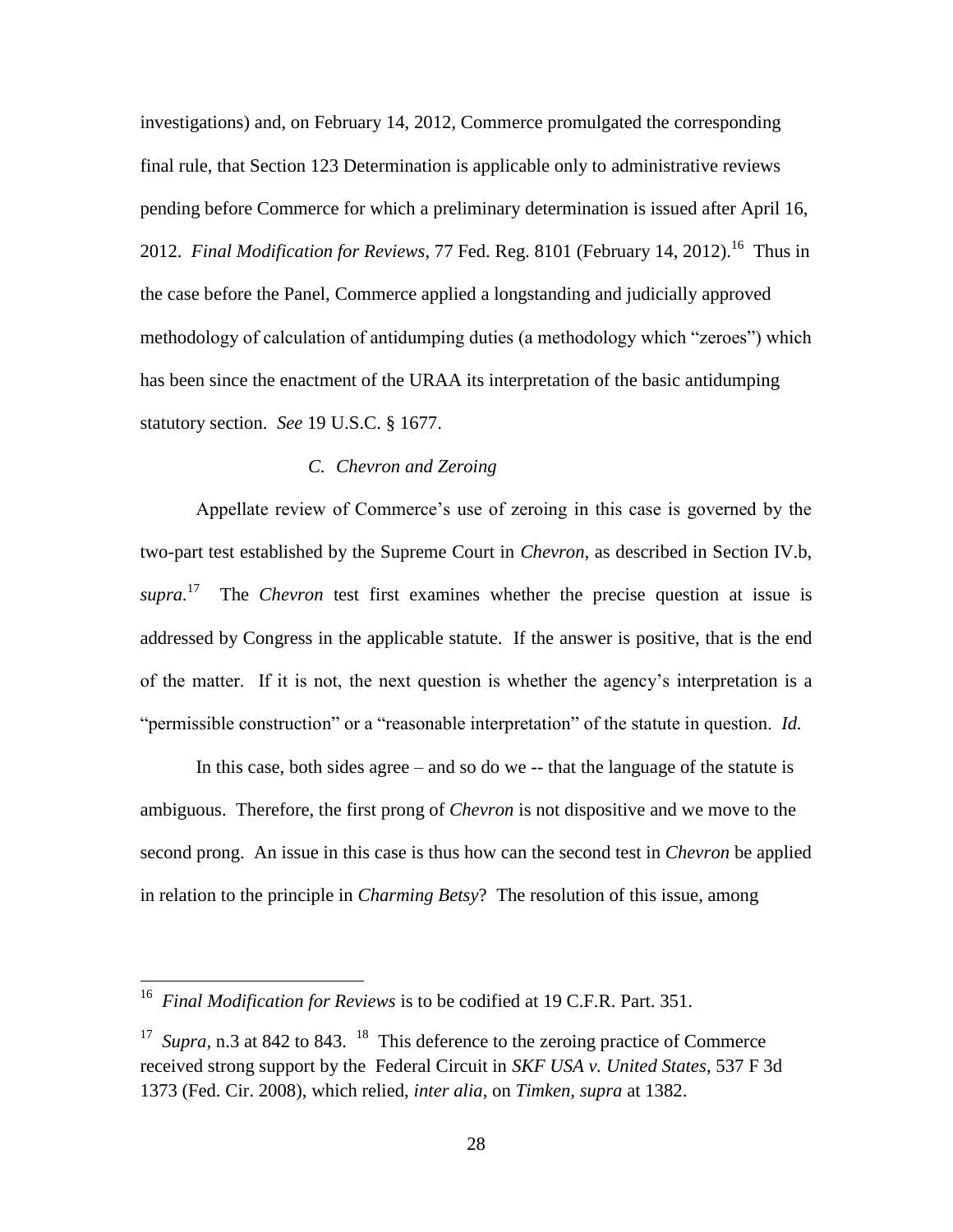investigations) and, on February 14, 2012, Commerce promulgated the corresponding final rule, that Section 123 Determination is applicable only to administrative reviews pending before Commerce for which a preliminary determination is issued after April 16, 2012. *Final Modification for Reviews*, 77 Fed. Reg. 8101 (February 14, 2012).[16] Thus in the case before the Panel, Commerce applied a longstanding and judicially approved methodology of calculation of antidumping duties (a methodology which "zeroes") which has been since the enactment of the URAA its interpretation of the basic antidumping statutory section. *See* 19 U.S.C. § 1677.

### *C. Chevron and Zeroing*

Appellate review of Commerce's use of zeroing in this case is governed by the two-part test established by the Supreme Court in *Chevron,* as described in Section IV.b, *supra.*[17] The *Chevron* test first examines whether the precise question at issue is addressed by Congress in the applicable statute. If the answer is positive, that is the end of the matter. If it is not, the next question is whether the agency's interpretation is a "permissible construction" or a "reasonable interpretation" of the statute in question. *Id.*

In this case, both sides agree – and so do we -- that the language of the statute is ambiguous. Therefore, the first prong of *Chevron* is not dispositive and we move to the second prong. An issue in this case is thus how can the second test in *Chevron* be applied in relation to the principle in *Charming Betsy*? The resolution of this issue, among

---

[16] *Final Modification for Reviews* is to be codified at 19 C.F.R. Part. 351.

[17] *Supra*, n.3 at 842 to 843. [18] This deference to the zeroing practice of Commerce received strong support by the Federal Circuit in *SKF USA v. United States*, 537 F 3d 1373 (Fed. Cir. 2008), which relied, *inter alia*, on *Timken*, *supra* at 1382.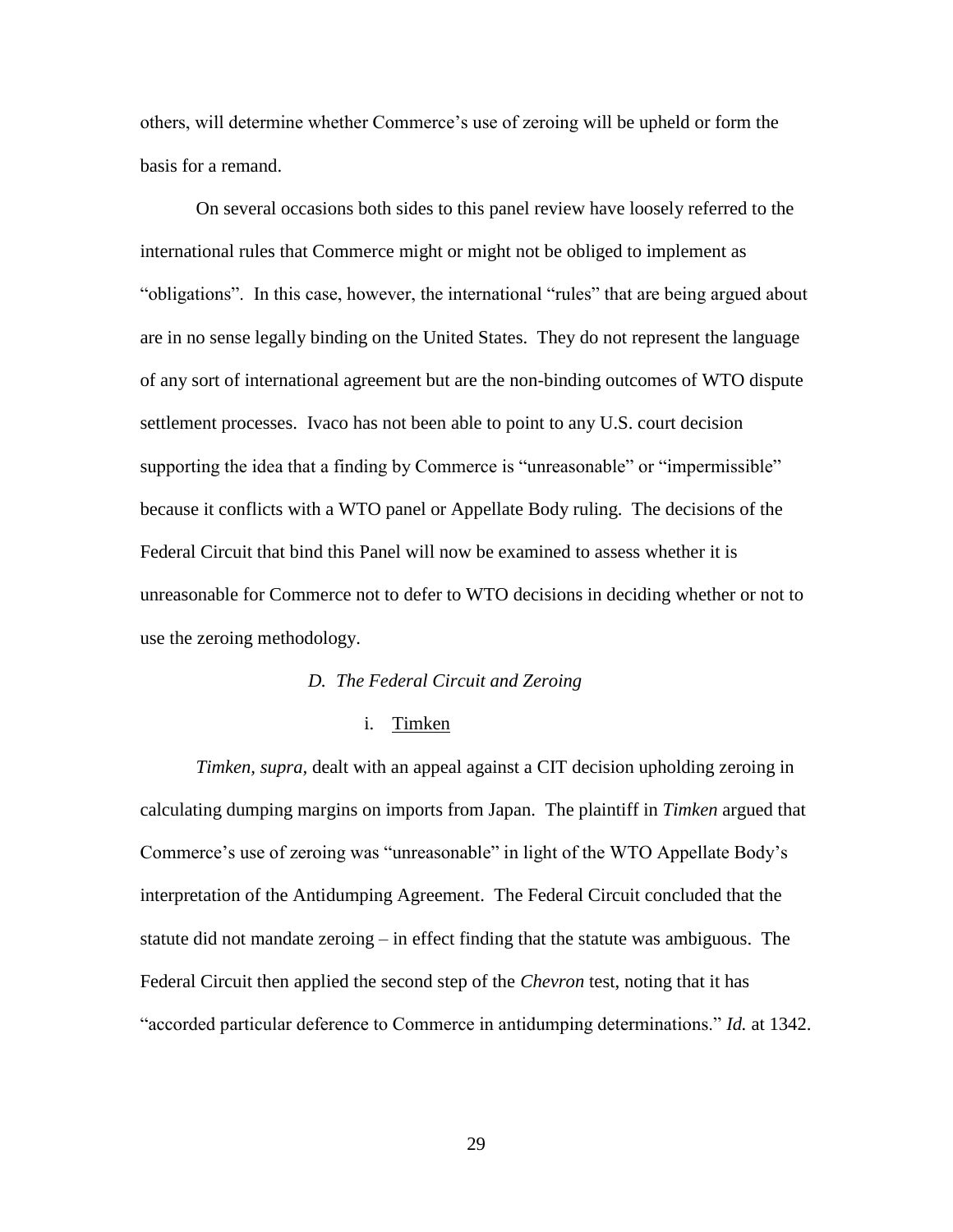others, will determine whether Commerce's use of zeroing will be upheld or form the basis for a remand.

On several occasions both sides to this panel review have loosely referred to the international rules that Commerce might or might not be obliged to implement as "obligations". In this case, however, the international "rules" that are being argued about are in no sense legally binding on the United States. They do not represent the language of any sort of international agreement but are the non-binding outcomes of WTO dispute settlement processes. Ivaco has not been able to point to any U.S. court decision supporting the idea that a finding by Commerce is "unreasonable" or "impermissible" because it conflicts with a WTO panel or Appellate Body ruling. The decisions of the Federal Circuit that bind this Panel will now be examined to assess whether it is unreasonable for Commerce not to defer to WTO decisions in deciding whether or not to use the zeroing methodology.

### *D. The Federal Circuit and Zeroing*

#### i. Timken

*Timken, supra,* dealt with an appeal against a CIT decision upholding zeroing in calculating dumping margins on imports from Japan. The plaintiff in *Timken* argued that Commerce's use of zeroing was "unreasonable" in light of the WTO Appellate Body's interpretation of the Antidumping Agreement. The Federal Circuit concluded that the statute did not mandate zeroing – in effect finding that the statute was ambiguous. The Federal Circuit then applied the second step of the *Chevron* test, noting that it has "accorded particular deference to Commerce in antidumping determinations." *Id.* at 1342.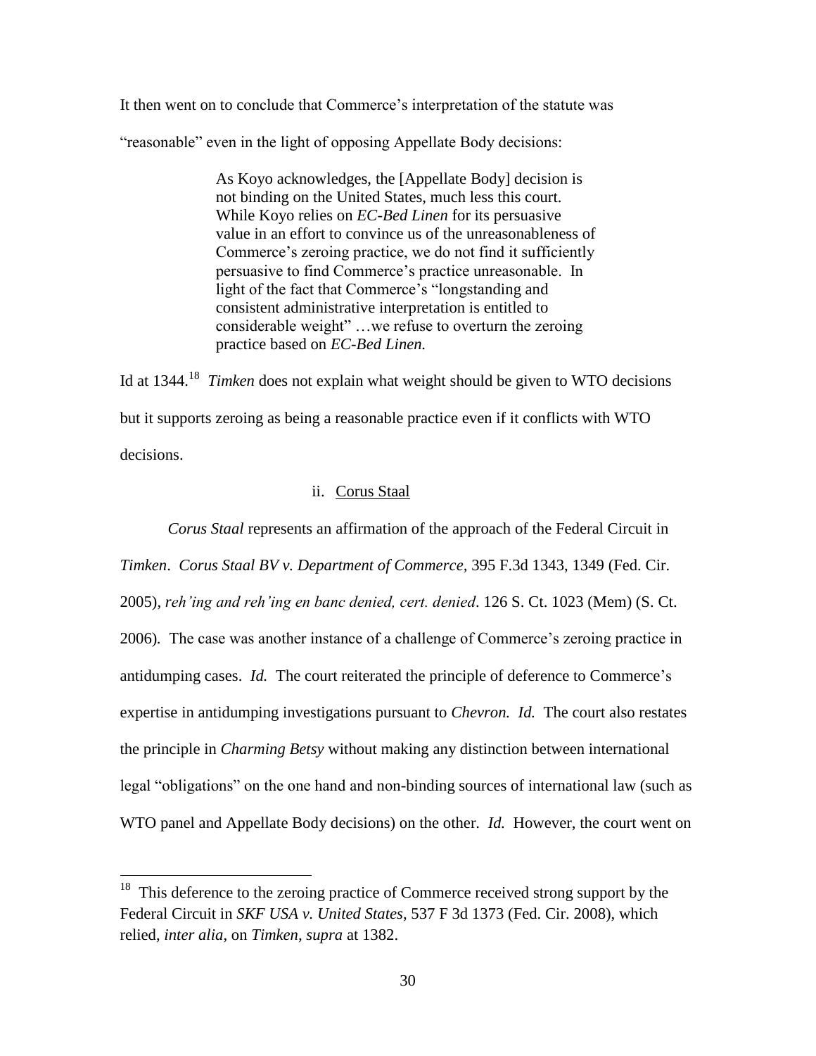It then went on to conclude that Commerce's interpretation of the statute was "reasonable" even in the light of opposing Appellate Body decisions:

> As Koyo acknowledges, the [Appellate Body] decision is not binding on the United States, much less this court. While Koyo relies on *EC-Bed Linen* for its persuasive value in an effort to convince us of the unreasonableness of Commerce's zeroing practice, we do not find it sufficiently persuasive to find Commerce's practice unreasonable. In light of the fact that Commerce's "longstanding and consistent administrative interpretation is entitled to considerable weight" …we refuse to overturn the zeroing practice based on *EC-Bed Linen.*

Id at 1344.[18] *Timken* does not explain what weight should be given to WTO decisions but it supports zeroing as being a reasonable practice even if it conflicts with WTO decisions.

ii. Corus Staal

*Corus Staal* represents an affirmation of the approach of the Federal Circuit in *Timken*. *Corus Staal BV v. Department of Commerce*, 395 F.3d 1343, 1349 (Fed. Cir. 2005), *reh'ing and reh'ing en banc denied, cert. denied*. 126 S. Ct. 1023 (Mem) (S. Ct. 2006). The case was another instance of a challenge of Commerce's zeroing practice in antidumping cases. *Id.* The court reiterated the principle of deference to Commerce's expertise in antidumping investigations pursuant to *Chevron. Id.* The court also restates the principle in *Charming Betsy* without making any distinction between international legal "obligations" on the one hand and non-binding sources of international law (such as WTO panel and Appellate Body decisions) on the other. *Id.* However, the court went on

[18] This deference to the zeroing practice of Commerce received strong support by the Federal Circuit in *SKF USA v. United States*, 537 F 3d 1373 (Fed. Cir. 2008), which relied, *inter alia*, on *Timken, supra* at 1382.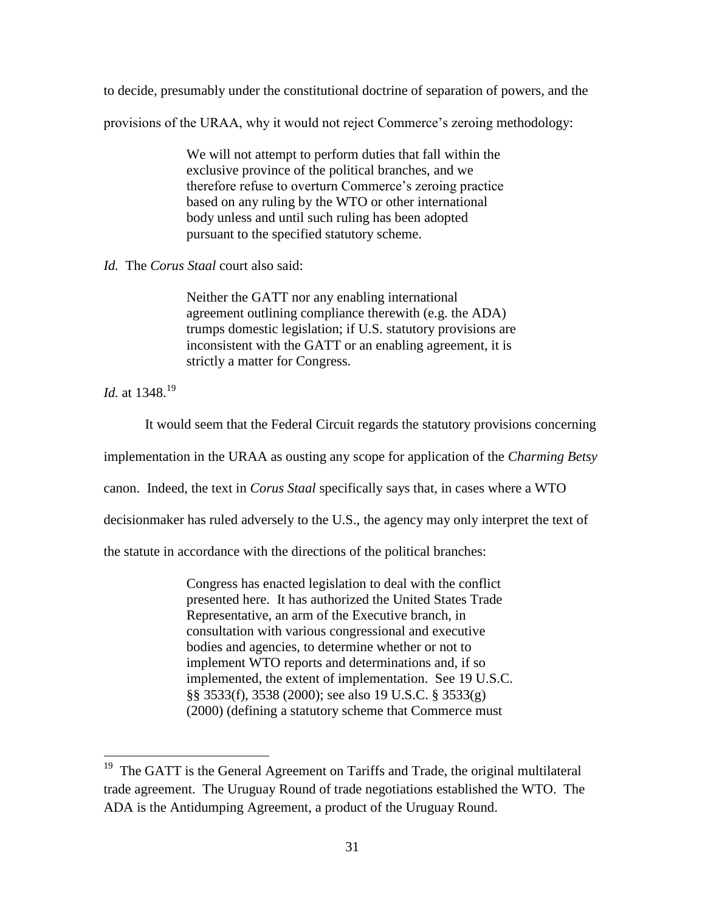to decide, presumably under the constitutional doctrine of separation of powers, and the provisions of the URAA, why it would not reject Commerce's zeroing methodology:

> We will not attempt to perform duties that fall within the exclusive province of the political branches, and we therefore refuse to overturn Commerce's zeroing practice based on any ruling by the WTO or other international body unless and until such ruling has been adopted pursuant to the specified statutory scheme.

*Id.* The *Corus Staal* court also said:

> Neither the GATT nor any enabling international agreement outlining compliance therewith (e.g. the ADA) trumps domestic legislation; if U.S. statutory provisions are inconsistent with the GATT or an enabling agreement, it is strictly a matter for Congress.

*Id.* at 1348.[19]

It would seem that the Federal Circuit regards the statutory provisions concerning implementation in the URAA as ousting any scope for application of the *Charming Betsy* canon. Indeed, the text in *Corus Staal* specifically says that, in cases where a WTO decisionmaker has ruled adversely to the U.S., the agency may only interpret the text of the statute in accordance with the directions of the political branches:

> Congress has enacted legislation to deal with the conflict presented here. It has authorized the United States Trade Representative, an arm of the Executive branch, in consultation with various congressional and executive bodies and agencies, to determine whether or not to implement WTO reports and determinations and, if so implemented, the extent of implementation. See 19 U.S.C. §§ 3533(f), 3538 (2000); see also 19 U.S.C. § 3533(g) (2000) (defining a statutory scheme that Commerce must

[19] The GATT is the General Agreement on Tariffs and Trade, the original multilateral trade agreement. The Uruguay Round of trade negotiations established the WTO. The ADA is the Antidumping Agreement, a product of the Uruguay Round.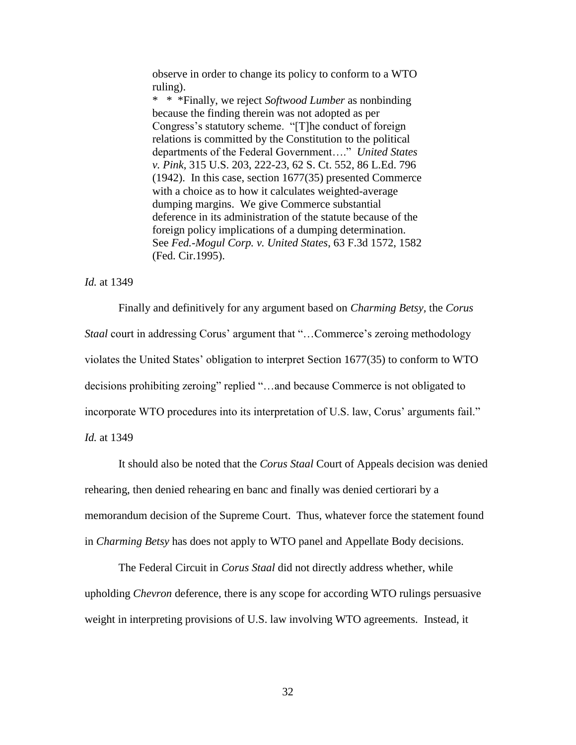> observe in order to change its policy to conform to a WTO ruling).
>
> * * *Finally, we reject *Softwood Lumber* as nonbinding because the finding therein was not adopted as per Congress's statutory scheme. "[T]he conduct of foreign relations is committed by the Constitution to the political departments of the Federal Government…." *United States v. Pink*, 315 U.S. 203, 222-23, 62 S. Ct. 552, 86 L.Ed. 796 (1942). In this case, section 1677(35) presented Commerce with a choice as to how it calculates weighted-average dumping margins. We give Commerce substantial deference in its administration of the statute because of the foreign policy implications of a dumping determination. See *Fed.-Mogul Corp. v. United States*, 63 F.3d 1572, 1582 (Fed. Cir.1995).

*Id.* at 1349

Finally and definitively for any argument based on *Charming Betsy*, the *Corus Staal* court in addressing Corus' argument that "…Commerce's zeroing methodology violates the United States' obligation to interpret Section 1677(35) to conform to WTO decisions prohibiting zeroing" replied "…and because Commerce is not obligated to incorporate WTO procedures into its interpretation of U.S. law, Corus' arguments fail." *Id.* at 1349

It should also be noted that the *Corus Staal* Court of Appeals decision was denied rehearing, then denied rehearing en banc and finally was denied certiorari by a memorandum decision of the Supreme Court. Thus, whatever force the statement found in *Charming Betsy* has does not apply to WTO panel and Appellate Body decisions.

The Federal Circuit in *Corus Staal* did not directly address whether, while upholding *Chevron* deference, there is any scope for according WTO rulings persuasive weight in interpreting provisions of U.S. law involving WTO agreements. Instead, it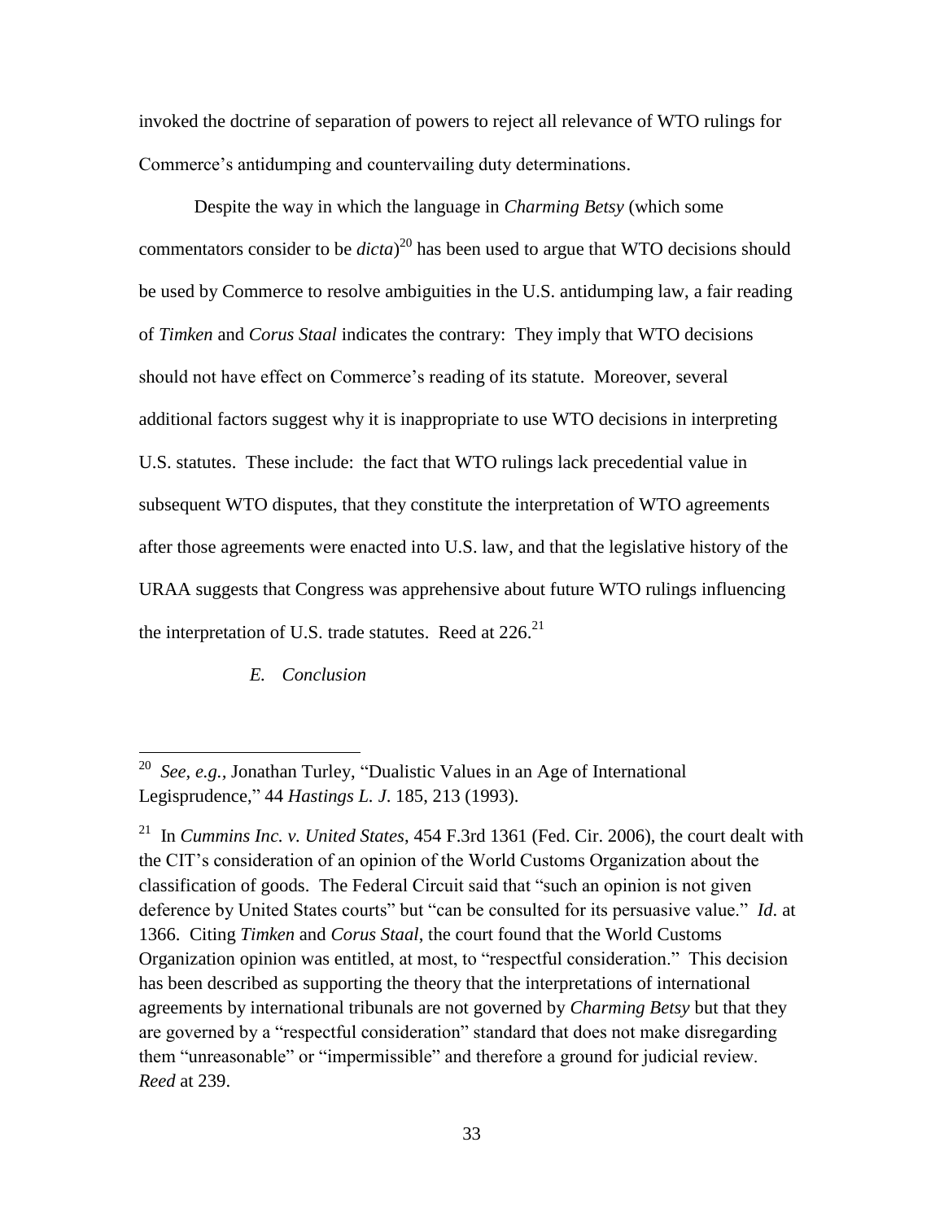invoked the doctrine of separation of powers to reject all relevance of WTO rulings for Commerce's antidumping and countervailing duty determinations.

Despite the way in which the language in *Charming Betsy* (which some commentators consider to be *dicta*)[20] has been used to argue that WTO decisions should be used by Commerce to resolve ambiguities in the U.S. antidumping law, a fair reading of *Timken* and *Corus Staal* indicates the contrary: They imply that WTO decisions should not have effect on Commerce's reading of its statute. Moreover, several additional factors suggest why it is inappropriate to use WTO decisions in interpreting U.S. statutes. These include: the fact that WTO rulings lack precedential value in subsequent WTO disputes, that they constitute the interpretation of WTO agreements after those agreements were enacted into U.S. law, and that the legislative history of the URAA suggests that Congress was apprehensive about future WTO rulings influencing the interpretation of U.S. trade statutes. Reed at 226.[21]

### *E. Conclusion*

---

[20] *See, e.g.*, Jonathan Turley, "Dualistic Values in an Age of International Legisprudence," 44 *Hastings L. J.* 185, 213 (1993).

[21] In *Cummins Inc. v. United States*, 454 F.3rd 1361 (Fed. Cir. 2006), the court dealt with the CIT's consideration of an opinion of the World Customs Organization about the classification of goods. The Federal Circuit said that "such an opinion is not given deference by United States courts" but "can be consulted for its persuasive value." *Id*. at 1366. Citing *Timken* and *Corus Staal*, the court found that the World Customs Organization opinion was entitled, at most, to "respectful consideration." This decision has been described as supporting the theory that the interpretations of international agreements by international tribunals are not governed by *Charming Betsy* but that they are governed by a "respectful consideration" standard that does not make disregarding them "unreasonable" or "impermissible" and therefore a ground for judicial review. *Reed* at 239.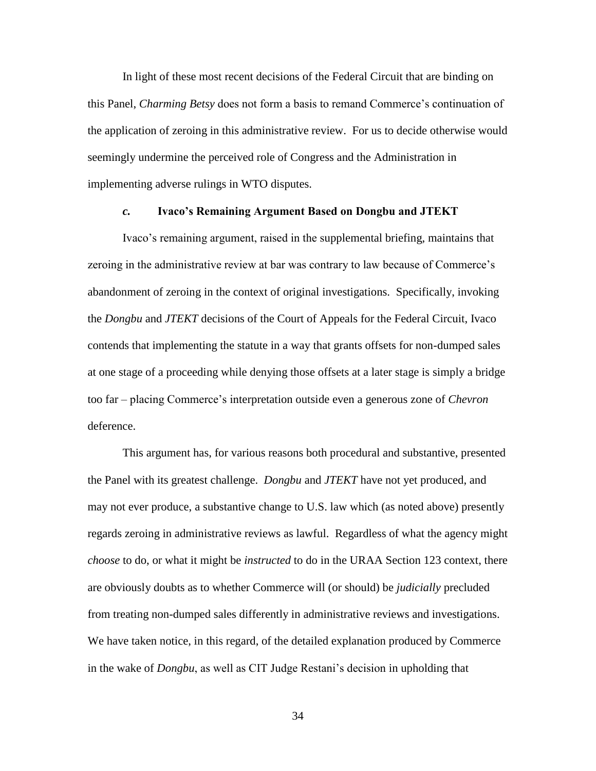In light of these most recent decisions of the Federal Circuit that are binding on this Panel, *Charming Betsy* does not form a basis to remand Commerce's continuation of the application of zeroing in this administrative review. For us to decide otherwise would seemingly undermine the perceived role of Congress and the Administration in implementing adverse rulings in WTO disputes.

### *c.* Ivaco's Remaining Argument Based on Dongbu and JTEKT

Ivaco's remaining argument, raised in the supplemental briefing, maintains that zeroing in the administrative review at bar was contrary to law because of Commerce's abandonment of zeroing in the context of original investigations. Specifically, invoking the *Dongbu* and *JTEKT* decisions of the Court of Appeals for the Federal Circuit, Ivaco contends that implementing the statute in a way that grants offsets for non-dumped sales at one stage of a proceeding while denying those offsets at a later stage is simply a bridge too far – placing Commerce's interpretation outside even a generous zone of *Chevron* deference.

This argument has, for various reasons both procedural and substantive, presented the Panel with its greatest challenge. *Dongbu* and *JTEKT* have not yet produced, and may not ever produce, a substantive change to U.S. law which (as noted above) presently regards zeroing in administrative reviews as lawful. Regardless of what the agency might *choose* to do, or what it might be *instructed* to do in the URAA Section 123 context, there are obviously doubts as to whether Commerce will (or should) be *judicially* precluded from treating non-dumped sales differently in administrative reviews and investigations. We have taken notice, in this regard, of the detailed explanation produced by Commerce in the wake of *Dongbu*, as well as CIT Judge Restani's decision in upholding that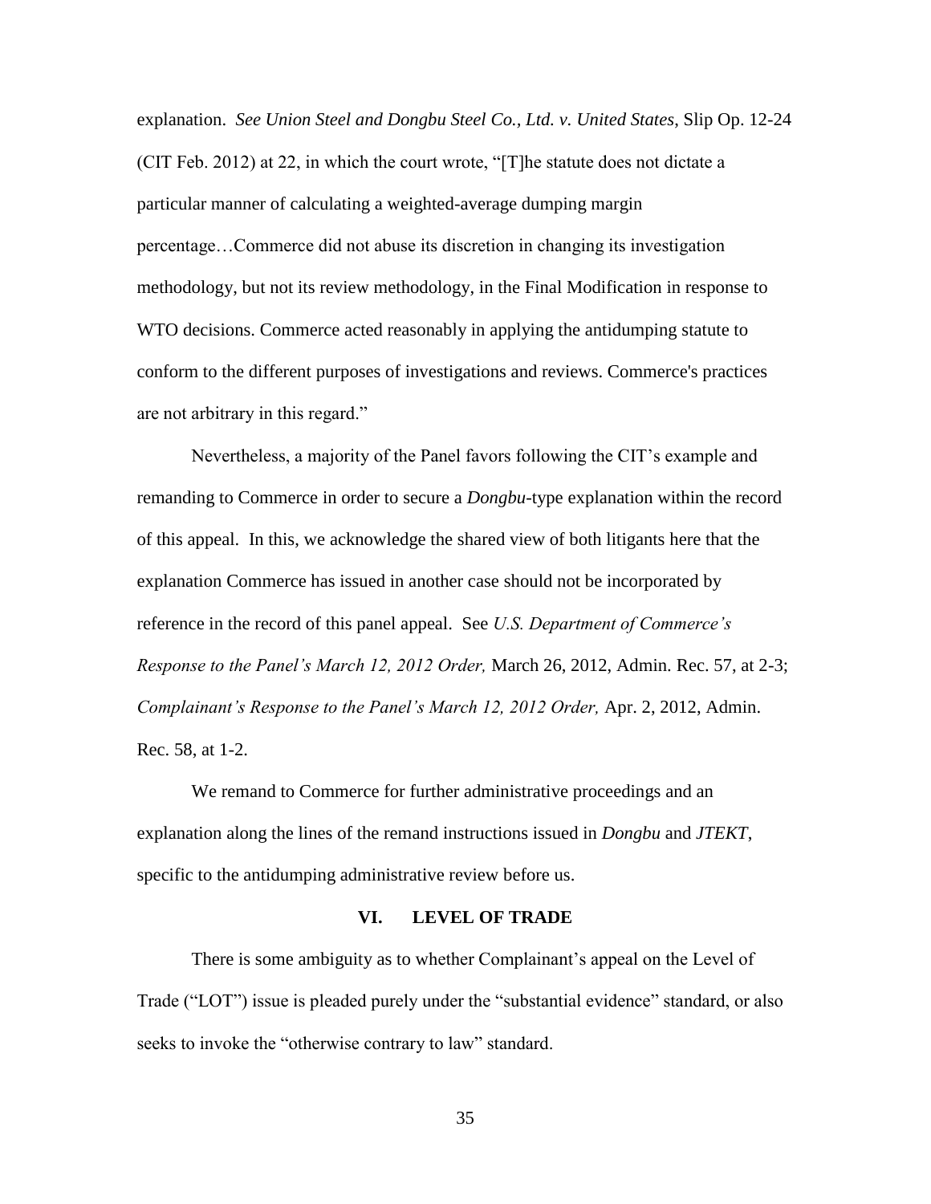explanation. *See Union Steel and Dongbu Steel Co., Ltd. v. United States*, Slip Op. 12-24 (CIT Feb. 2012) at 22, in which the court wrote, "[T]he statute does not dictate a particular manner of calculating a weighted-average dumping margin percentage…Commerce did not abuse its discretion in changing its investigation methodology, but not its review methodology, in the Final Modification in response to WTO decisions. Commerce acted reasonably in applying the antidumping statute to conform to the different purposes of investigations and reviews. Commerce's practices are not arbitrary in this regard."

Nevertheless, a majority of the Panel favors following the CIT's example and remanding to Commerce in order to secure a *Dongbu*-type explanation within the record of this appeal. In this, we acknowledge the shared view of both litigants here that the explanation Commerce has issued in another case should not be incorporated by reference in the record of this panel appeal. See *U.S. Department of Commerce's Response to the Panel's March 12, 2012 Order,* March 26, 2012, Admin. Rec. 57, at 2-3; *Complainant's Response to the Panel's March 12, 2012 Order,* Apr. 2, 2012, Admin. Rec. 58, at 1-2.

We remand to Commerce for further administrative proceedings and an explanation along the lines of the remand instructions issued in *Dongbu* and *JTEKT*, specific to the antidumping administrative review before us.

## VI. LEVEL OF TRADE

There is some ambiguity as to whether Complainant's appeal on the Level of Trade ("LOT") issue is pleaded purely under the "substantial evidence" standard, or also seeks to invoke the "otherwise contrary to law" standard.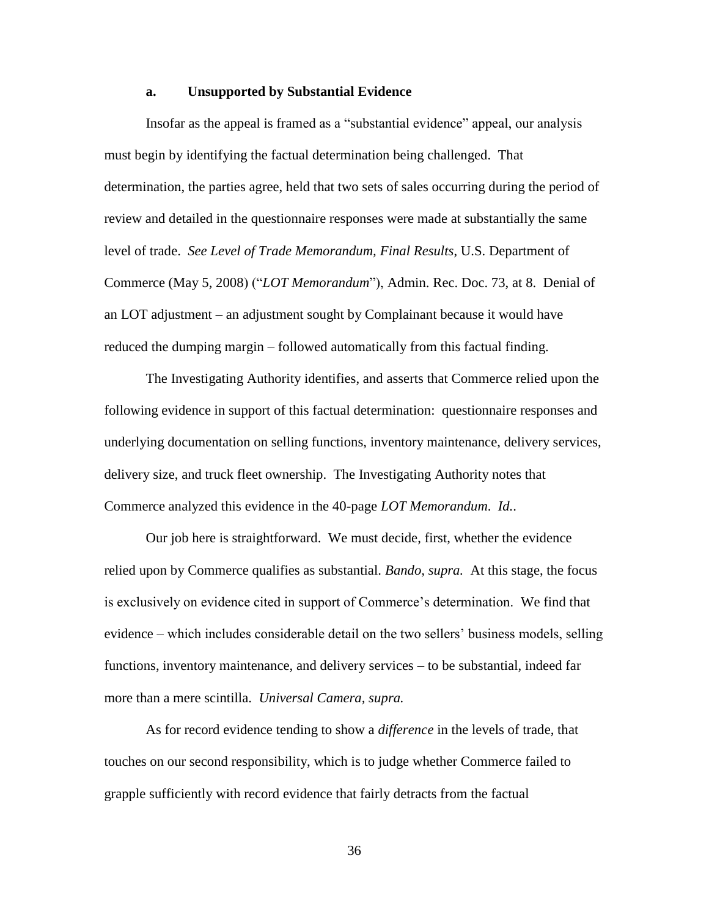### a. Unsupported by Substantial Evidence

Insofar as the appeal is framed as a "substantial evidence" appeal, our analysis must begin by identifying the factual determination being challenged. That determination, the parties agree, held that two sets of sales occurring during the period of review and detailed in the questionnaire responses were made at substantially the same level of trade. *See Level of Trade Memorandum, Final Results*, U.S. Department of Commerce (May 5, 2008) ("*LOT Memorandum*"), Admin. Rec. Doc. 73, at 8. Denial of an LOT adjustment – an adjustment sought by Complainant because it would have reduced the dumping margin – followed automatically from this factual finding.

The Investigating Authority identifies, and asserts that Commerce relied upon the following evidence in support of this factual determination: questionnaire responses and underlying documentation on selling functions, inventory maintenance, delivery services, delivery size, and truck fleet ownership. The Investigating Authority notes that Commerce analyzed this evidence in the 40-page *LOT Memorandum*. *Id.*.

Our job here is straightforward. We must decide, first, whether the evidence relied upon by Commerce qualifies as substantial. *Bando, supra.* At this stage, the focus is exclusively on evidence cited in support of Commerce's determination. We find that evidence – which includes considerable detail on the two sellers' business models, selling functions, inventory maintenance, and delivery services – to be substantial, indeed far more than a mere scintilla. *Universal Camera, supra.*

As for record evidence tending to show a *difference* in the levels of trade, that touches on our second responsibility, which is to judge whether Commerce failed to grapple sufficiently with record evidence that fairly detracts from the factual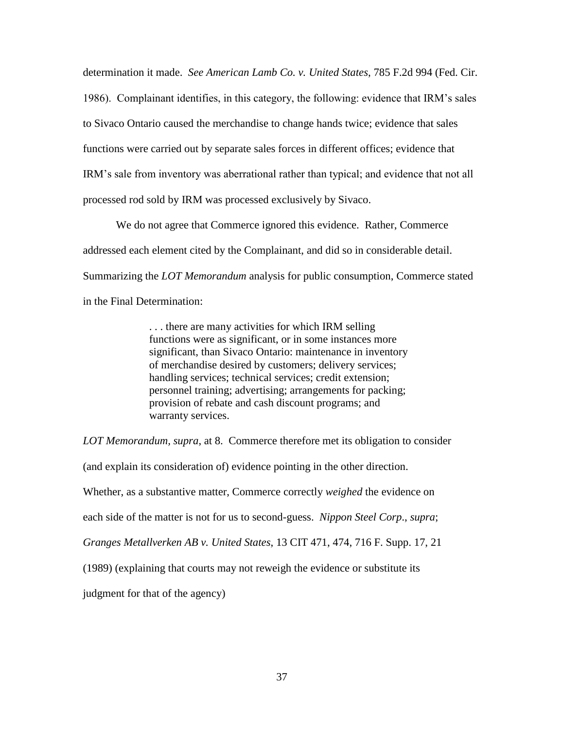determination it made. *See American Lamb Co. v. United States*, 785 F.2d 994 (Fed. Cir. 1986). Complainant identifies, in this category, the following: evidence that IRM's sales to Sivaco Ontario caused the merchandise to change hands twice; evidence that sales functions were carried out by separate sales forces in different offices; evidence that IRM's sale from inventory was aberrational rather than typical; and evidence that not all processed rod sold by IRM was processed exclusively by Sivaco.

We do not agree that Commerce ignored this evidence. Rather, Commerce addressed each element cited by the Complainant, and did so in considerable detail. Summarizing the *LOT Memorandum* analysis for public consumption, Commerce stated in the Final Determination:

> . . . there are many activities for which IRM selling functions were as significant, or in some instances more significant, than Sivaco Ontario: maintenance in inventory of merchandise desired by customers; delivery services; handling services; technical services; credit extension; personnel training; advertising; arrangements for packing; provision of rebate and cash discount programs; and warranty services.

*LOT Memorandum, supra*, at 8. Commerce therefore met its obligation to consider (and explain its consideration of) evidence pointing in the other direction. Whether, as a substantive matter, Commerce correctly *weighed* the evidence on each side of the matter is not for us to second-guess. *Nippon Steel Corp*., *supra*; *Granges Metallverken AB v. United States*, 13 CIT 471, 474, 716 F. Supp. 17, 21 (1989) (explaining that courts may not reweigh the evidence or substitute its judgment for that of the agency)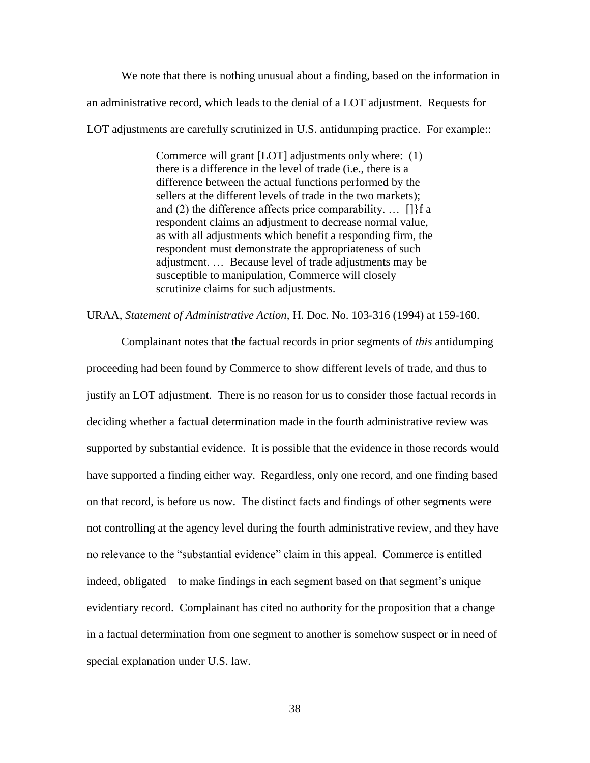We note that there is nothing unusual about a finding, based on the information in an administrative record, which leads to the denial of a LOT adjustment. Requests for LOT adjustments are carefully scrutinized in U.S. antidumping practice. For example::

> Commerce will grant [LOT] adjustments only where: (1) there is a difference in the level of trade (i.e., there is a difference between the actual functions performed by the sellers at the different levels of trade in the two markets); and (2) the difference affects price comparability. … []}f a respondent claims an adjustment to decrease normal value, as with all adjustments which benefit a responding firm, the respondent must demonstrate the appropriateness of such adjustment. … Because level of trade adjustments may be susceptible to manipulation, Commerce will closely scrutinize claims for such adjustments.

URAA, *Statement of Administrative Action*, H. Doc. No. 103-316 (1994) at 159-160.

Complainant notes that the factual records in prior segments of *this* antidumping proceeding had been found by Commerce to show different levels of trade, and thus to justify an LOT adjustment. There is no reason for us to consider those factual records in deciding whether a factual determination made in the fourth administrative review was supported by substantial evidence. It is possible that the evidence in those records would have supported a finding either way. Regardless, only one record, and one finding based on that record, is before us now. The distinct facts and findings of other segments were not controlling at the agency level during the fourth administrative review, and they have no relevance to the "substantial evidence" claim in this appeal. Commerce is entitled – indeed, obligated – to make findings in each segment based on that segment's unique evidentiary record. Complainant has cited no authority for the proposition that a change in a factual determination from one segment to another is somehow suspect or in need of special explanation under U.S. law.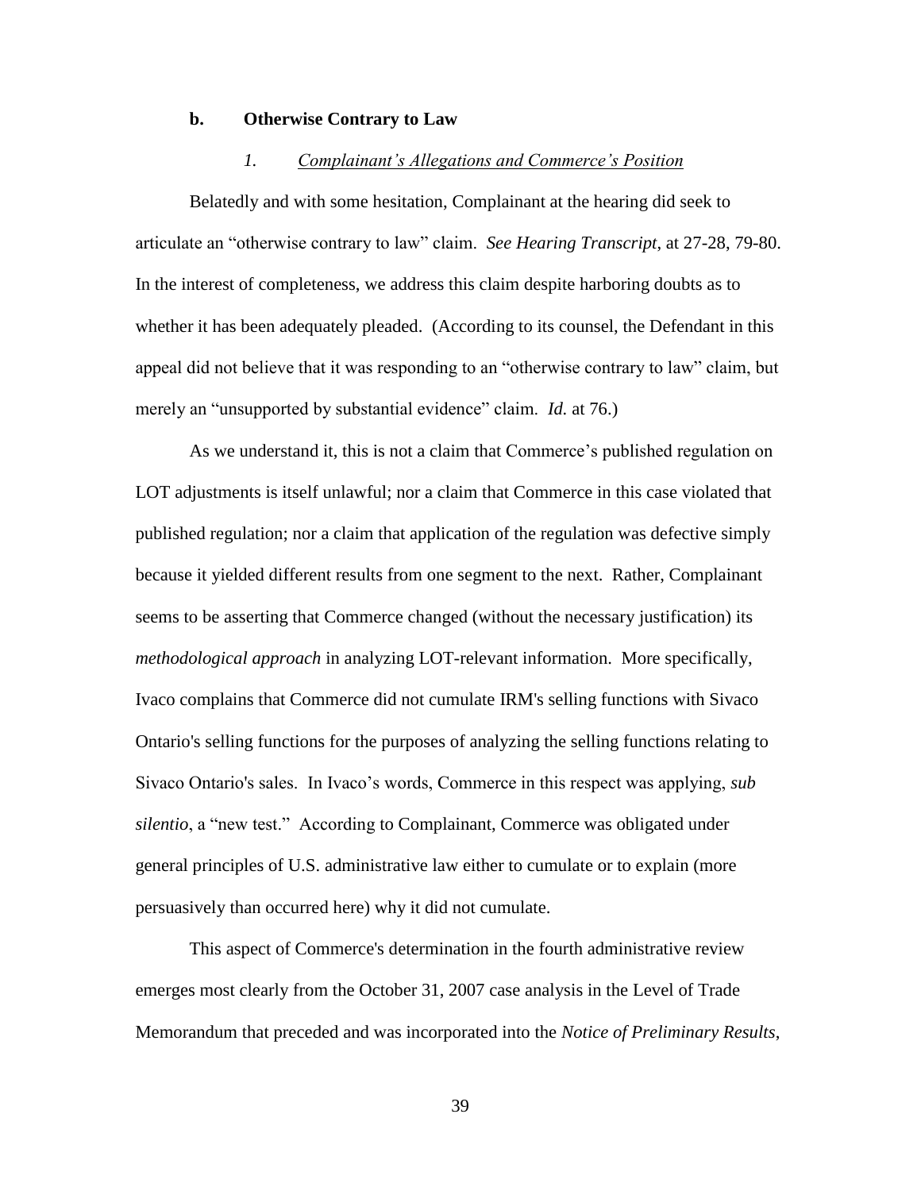#### b. Otherwise Contrary to Law

##### *1. Complainant's Allegations and Commerce's Position*

Belatedly and with some hesitation, Complainant at the hearing did seek to articulate an "otherwise contrary to law" claim. *See Hearing Transcript*, at 27-28, 79-80. In the interest of completeness, we address this claim despite harboring doubts as to whether it has been adequately pleaded. (According to its counsel, the Defendant in this appeal did not believe that it was responding to an "otherwise contrary to law" claim, but merely an "unsupported by substantial evidence" claim. *Id.* at 76.)

As we understand it, this is not a claim that Commerce's published regulation on LOT adjustments is itself unlawful; nor a claim that Commerce in this case violated that published regulation; nor a claim that application of the regulation was defective simply because it yielded different results from one segment to the next. Rather, Complainant seems to be asserting that Commerce changed (without the necessary justification) its *methodological approach* in analyzing LOT-relevant information. More specifically, Ivaco complains that Commerce did not cumulate IRM's selling functions with Sivaco Ontario's selling functions for the purposes of analyzing the selling functions relating to Sivaco Ontario's sales. In Ivaco's words, Commerce in this respect was applying, *sub silentio*, a "new test." According to Complainant, Commerce was obligated under general principles of U.S. administrative law either to cumulate or to explain (more persuasively than occurred here) why it did not cumulate.

This aspect of Commerce's determination in the fourth administrative review emerges most clearly from the October 31, 2007 case analysis in the Level of Trade Memorandum that preceded and was incorporated into the *Notice of Preliminary Results*,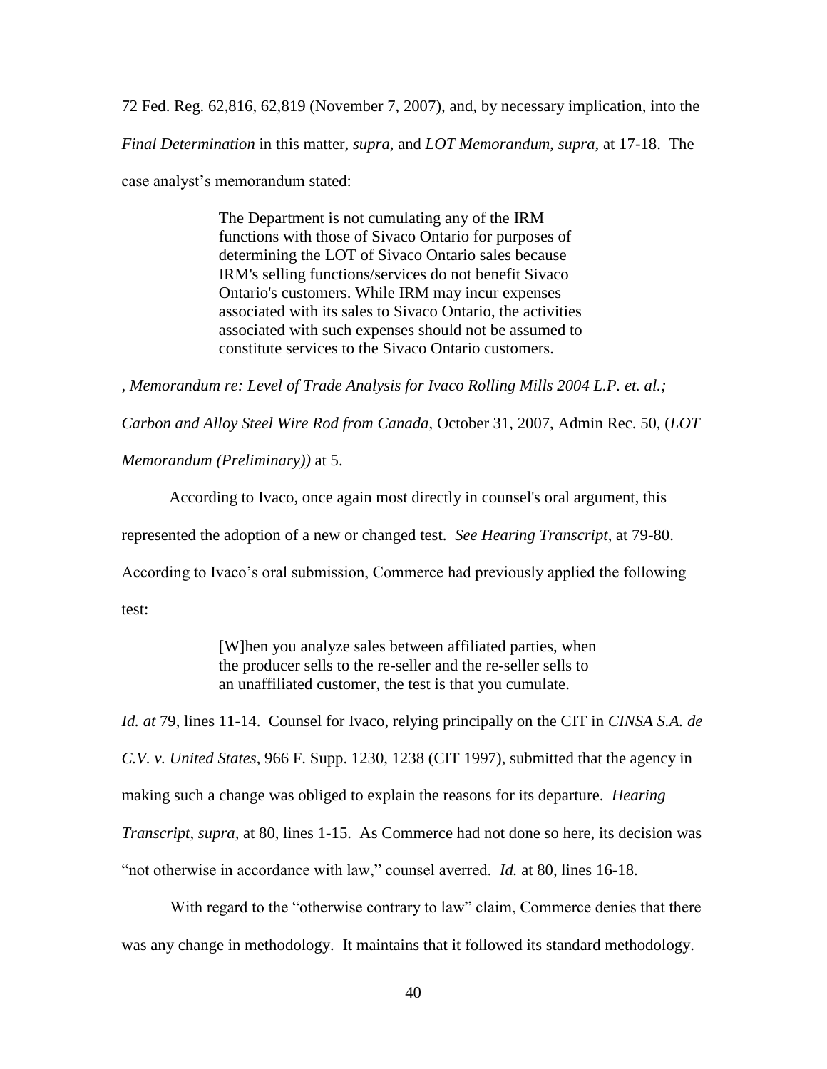72 Fed. Reg. 62,816, 62,819 (November 7, 2007), and, by necessary implication, into the *Final Determination* in this matter, *supra*, and *LOT Memorandum*, *supra*, at 17-18. The case analyst's memorandum stated:

> The Department is not cumulating any of the IRM functions with those of Sivaco Ontario for purposes of determining the LOT of Sivaco Ontario sales because IRM's selling functions/services do not benefit Sivaco Ontario's customers. While IRM may incur expenses associated with its sales to Sivaco Ontario, the activities associated with such expenses should not be assumed to constitute services to the Sivaco Ontario customers.

, *Memorandum re: Level of Trade Analysis for Ivaco Rolling Mills 2004 L.P. et. al.; Carbon and Alloy Steel Wire Rod from Canada*, October 31, 2007, Admin Rec. 50, (*LOT Memorandum (Preliminary))* at 5.

According to Ivaco, once again most directly in counsel's oral argument, this represented the adoption of a new or changed test. *See Hearing Transcript*, at 79-80. According to Ivaco's oral submission, Commerce had previously applied the following test:

> [W]hen you analyze sales between affiliated parties, when the producer sells to the re-seller and the re-seller sells to an unaffiliated customer, the test is that you cumulate.

*Id. at* 79, lines 11-14. Counsel for Ivaco, relying principally on the CIT in *CINSA S.A. de C.V. v. United States*, 966 F. Supp. 1230, 1238 (CIT 1997), submitted that the agency in making such a change was obliged to explain the reasons for its departure. *Hearing Transcript*, *supra*, at 80, lines 1-15. As Commerce had not done so here, its decision was "not otherwise in accordance with law," counsel averred. *Id.* at 80, lines 16-18.

With regard to the "otherwise contrary to law" claim, Commerce denies that there was any change in methodology. It maintains that it followed its standard methodology.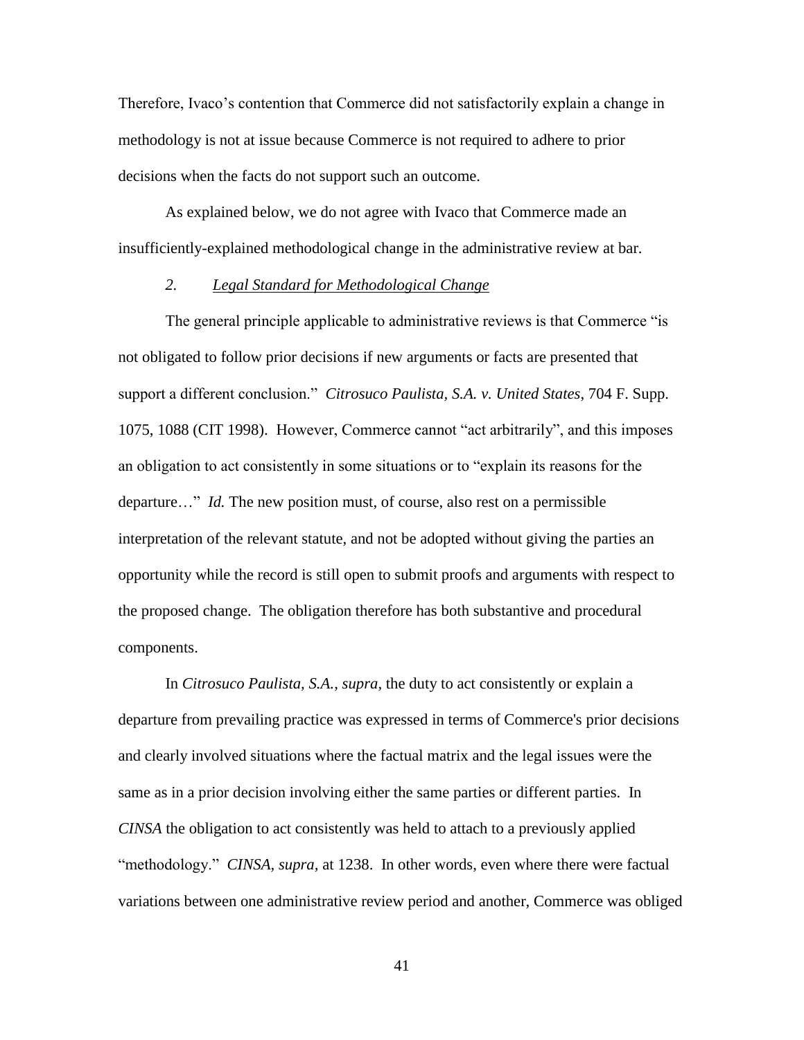Therefore, Ivaco's contention that Commerce did not satisfactorily explain a change in methodology is not at issue because Commerce is not required to adhere to prior decisions when the facts do not support such an outcome.

As explained below, we do not agree with Ivaco that Commerce made an insufficiently-explained methodological change in the administrative review at bar.

*2.* *Legal Standard for Methodological Change*

The general principle applicable to administrative reviews is that Commerce "is not obligated to follow prior decisions if new arguments or facts are presented that support a different conclusion." *Citrosuco Paulista, S.A. v. United States*, 704 F. Supp. 1075, 1088 (CIT 1998). However, Commerce cannot "act arbitrarily", and this imposes an obligation to act consistently in some situations or to "explain its reasons for the departure…" *Id.* The new position must, of course, also rest on a permissible interpretation of the relevant statute, and not be adopted without giving the parties an opportunity while the record is still open to submit proofs and arguments with respect to the proposed change. The obligation therefore has both substantive and procedural components.

In *Citrosuco Paulista, S.A.*, *supra*, the duty to act consistently or explain a departure from prevailing practice was expressed in terms of Commerce's prior decisions and clearly involved situations where the factual matrix and the legal issues were the same as in a prior decision involving either the same parties or different parties. In *CINSA* the obligation to act consistently was held to attach to a previously applied "methodology." *CINSA*, *supra*, at 1238. In other words, even where there were factual variations between one administrative review period and another, Commerce was obliged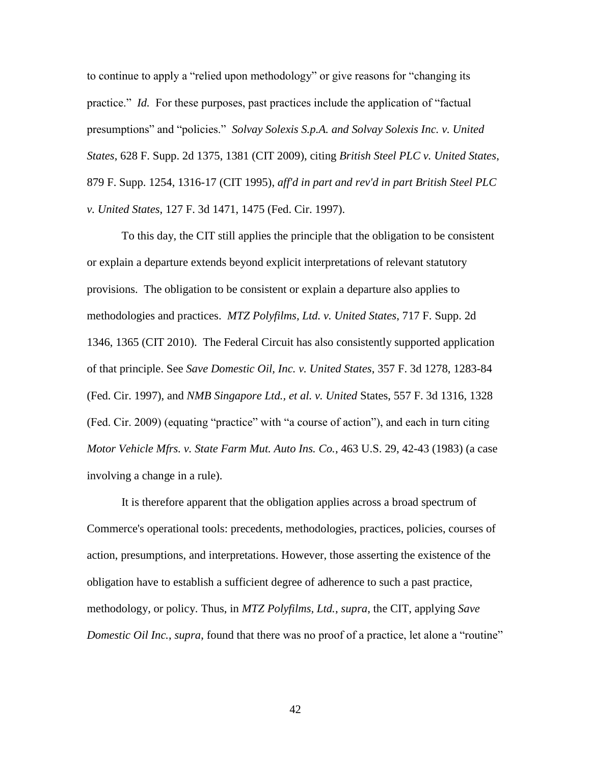to continue to apply a "relied upon methodology" or give reasons for "changing its practice." *Id.* For these purposes, past practices include the application of "factual presumptions" and "policies." *Solvay Solexis S.p.A. and Solvay Solexis Inc. v. United States*, 628 F. Supp. 2d 1375, 1381 (CIT 2009), citing *British Steel PLC v. United States*, 879 F. Supp. 1254, 1316-17 (CIT 1995), *aff'd in part and rev'd in part British Steel PLC v. United States*, 127 F. 3d 1471, 1475 (Fed. Cir. 1997).

To this day, the CIT still applies the principle that the obligation to be consistent or explain a departure extends beyond explicit interpretations of relevant statutory provisions. The obligation to be consistent or explain a departure also applies to methodologies and practices. *MTZ Polyfilms, Ltd. v. United States*, 717 F. Supp. 2d 1346, 1365 (CIT 2010). The Federal Circuit has also consistently supported application of that principle. See *Save Domestic Oil, Inc. v. United States*, 357 F. 3d 1278, 1283-84 (Fed. Cir. 1997), and *NMB Singapore Ltd., et al. v. United* States, 557 F. 3d 1316, 1328 (Fed. Cir. 2009) (equating "practice" with "a course of action"), and each in turn citing *Motor Vehicle Mfrs. v. State Farm Mut. Auto Ins. Co.*, 463 U.S. 29, 42-43 (1983) (a case involving a change in a rule).

It is therefore apparent that the obligation applies across a broad spectrum of Commerce's operational tools: precedents, methodologies, practices, policies, courses of action, presumptions, and interpretations. However, those asserting the existence of the obligation have to establish a sufficient degree of adherence to such a past practice, methodology, or policy. Thus, in *MTZ Polyfilms, Ltd.*, *supra*, the CIT, applying *Save Domestic Oil Inc.*, *supra*, found that there was no proof of a practice, let alone a "routine"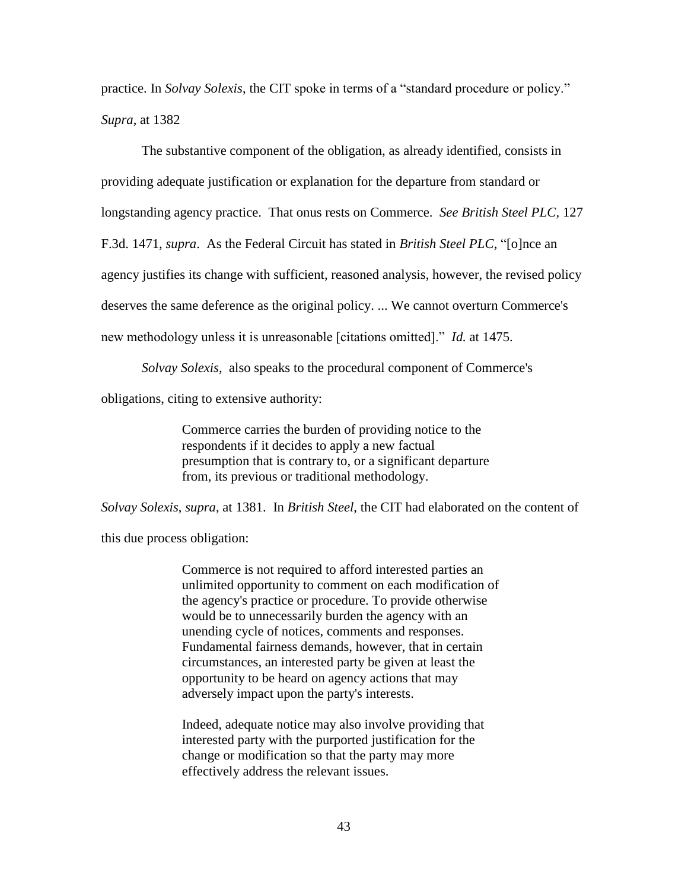practice. In *Solvay Solexis*, the CIT spoke in terms of a "standard procedure or policy." *Supra*, at 1382

The substantive component of the obligation, as already identified, consists in providing adequate justification or explanation for the departure from standard or longstanding agency practice. That onus rests on Commerce. *See British Steel PLC*, 127 F.3d. 1471, *supra*. As the Federal Circuit has stated in *British Steel PLC*, "[o]nce an agency justifies its change with sufficient, reasoned analysis, however, the revised policy deserves the same deference as the original policy. ... We cannot overturn Commerce's new methodology unless it is unreasonable [citations omitted]." *Id.* at 1475.

*Solvay Solexis*, also speaks to the procedural component of Commerce's obligations, citing to extensive authority:

> Commerce carries the burden of providing notice to the respondents if it decides to apply a new factual presumption that is contrary to, or a significant departure from, its previous or traditional methodology.

*Solvay Solexis*, *supra*, at 1381. In *British Steel*, the CIT had elaborated on the content of this due process obligation:

> Commerce is not required to afford interested parties an unlimited opportunity to comment on each modification of the agency's practice or procedure. To provide otherwise would be to unnecessarily burden the agency with an unending cycle of notices, comments and responses. Fundamental fairness demands, however, that in certain circumstances, an interested party be given at least the opportunity to be heard on agency actions that may adversely impact upon the party's interests.
>
> Indeed, adequate notice may also involve providing that interested party with the purported justification for the change or modification so that the party may more effectively address the relevant issues.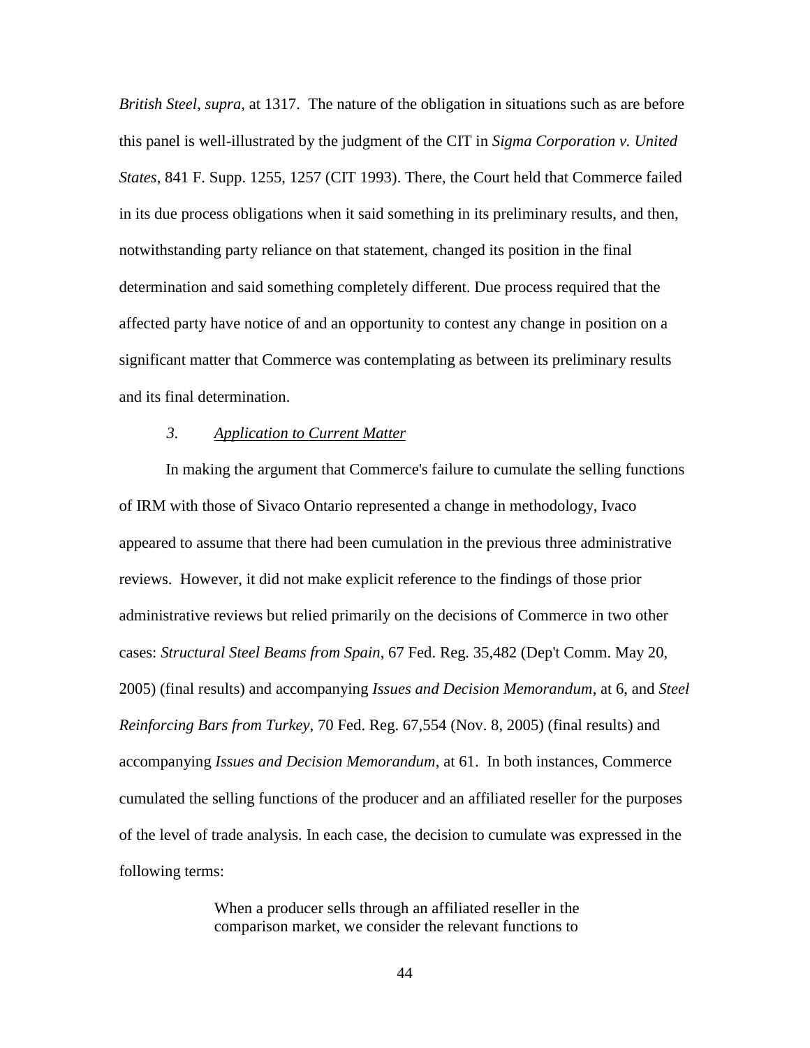*British Steel*, *supra*, at 1317. The nature of the obligation in situations such as are before this panel is well-illustrated by the judgment of the CIT in *Sigma Corporation v. United States*, 841 F. Supp. 1255, 1257 (CIT 1993). There, the Court held that Commerce failed in its due process obligations when it said something in its preliminary results, and then, notwithstanding party reliance on that statement, changed its position in the final determination and said something completely different. Due process required that the affected party have notice of and an opportunity to contest any change in position on a significant matter that Commerce was contemplating as between its preliminary results and its final determination.

### *3. Application to Current Matter*

In making the argument that Commerce's failure to cumulate the selling functions of IRM with those of Sivaco Ontario represented a change in methodology, Ivaco appeared to assume that there had been cumulation in the previous three administrative reviews. However, it did not make explicit reference to the findings of those prior administrative reviews but relied primarily on the decisions of Commerce in two other cases: *Structural Steel Beams from Spain*, 67 Fed. Reg. 35,482 (Dep't Comm. May 20, 2005) (final results) and accompanying *Issues and Decision Memorandum*, at 6, and *Steel Reinforcing Bars from Turkey*, 70 Fed. Reg. 67,554 (Nov. 8, 2005) (final results) and accompanying *Issues and Decision Memorandum*, at 61. In both instances, Commerce cumulated the selling functions of the producer and an affiliated reseller for the purposes of the level of trade analysis. In each case, the decision to cumulate was expressed in the following terms:

> When a producer sells through an affiliated reseller in the comparison market, we consider the relevant functions to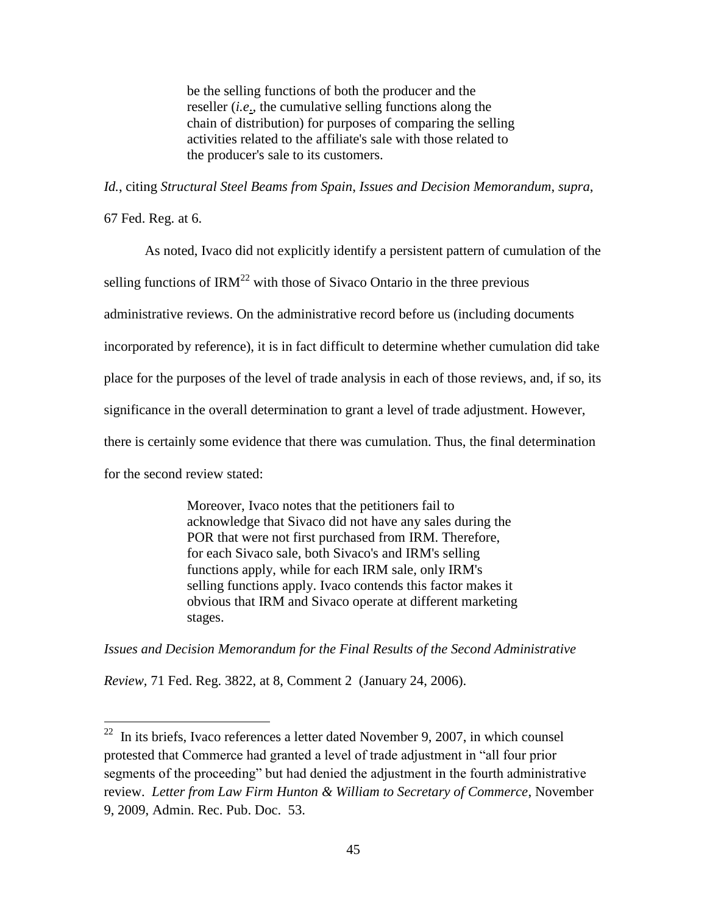> be the selling functions of both the producer and the reseller (*i.e.*, the cumulative selling functions along the chain of distribution) for purposes of comparing the selling activities related to the affiliate's sale with those related to the producer's sale to its customers.

*Id.*, citing *Structural Steel Beams from Spain, Issues and Decision Memorandum*, *supra*, 67 Fed. Reg. at 6.

As noted, Ivaco did not explicitly identify a persistent pattern of cumulation of the selling functions of IRM[22] with those of Sivaco Ontario in the three previous administrative reviews. On the administrative record before us (including documents incorporated by reference), it is in fact difficult to determine whether cumulation did take place for the purposes of the level of trade analysis in each of those reviews, and, if so, its significance in the overall determination to grant a level of trade adjustment. However, there is certainly some evidence that there was cumulation. Thus, the final determination for the second review stated:

> Moreover, Ivaco notes that the petitioners fail to acknowledge that Sivaco did not have any sales during the POR that were not first purchased from IRM. Therefore, for each Sivaco sale, both Sivaco's and IRM's selling functions apply, while for each IRM sale, only IRM's selling functions apply. Ivaco contends this factor makes it obvious that IRM and Sivaco operate at different marketing stages.

*Issues and Decision Memorandum for the Final Results of the Second Administrative Review,* 71 Fed. Reg. 3822, at 8, Comment 2 (January 24, 2006).

---

[22] In its briefs, Ivaco references a letter dated November 9, 2007, in which counsel protested that Commerce had granted a level of trade adjustment in "all four prior segments of the proceeding" but had denied the adjustment in the fourth administrative review. *Letter from Law Firm Hunton & William to Secretary of Commerce*, November 9, 2009, Admin. Rec. Pub. Doc. 53.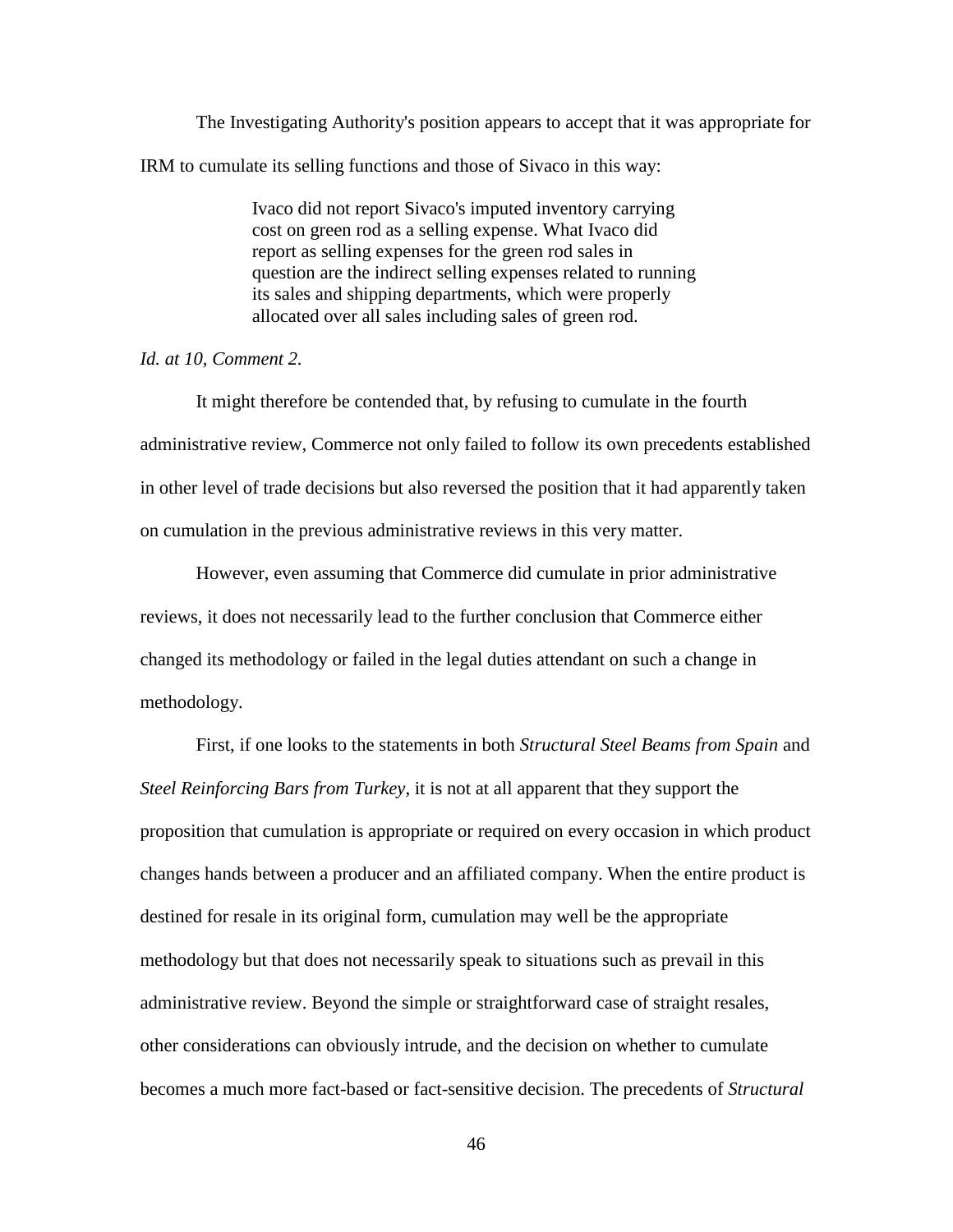The Investigating Authority's position appears to accept that it was appropriate for IRM to cumulate its selling functions and those of Sivaco in this way:

> Ivaco did not report Sivaco's imputed inventory carrying cost on green rod as a selling expense. What Ivaco did report as selling expenses for the green rod sales in question are the indirect selling expenses related to running its sales and shipping departments, which were properly allocated over all sales including sales of green rod.

*Id. at 10, Comment 2.*

It might therefore be contended that, by refusing to cumulate in the fourth administrative review, Commerce not only failed to follow its own precedents established in other level of trade decisions but also reversed the position that it had apparently taken on cumulation in the previous administrative reviews in this very matter.

However, even assuming that Commerce did cumulate in prior administrative reviews, it does not necessarily lead to the further conclusion that Commerce either changed its methodology or failed in the legal duties attendant on such a change in methodology.

First, if one looks to the statements in both *Structural Steel Beams from Spain* and *Steel Reinforcing Bars from Turkey*, it is not at all apparent that they support the proposition that cumulation is appropriate or required on every occasion in which product changes hands between a producer and an affiliated company. When the entire product is destined for resale in its original form, cumulation may well be the appropriate methodology but that does not necessarily speak to situations such as prevail in this administrative review. Beyond the simple or straightforward case of straight resales, other considerations can obviously intrude, and the decision on whether to cumulate becomes a much more fact-based or fact-sensitive decision. The precedents of *Structural*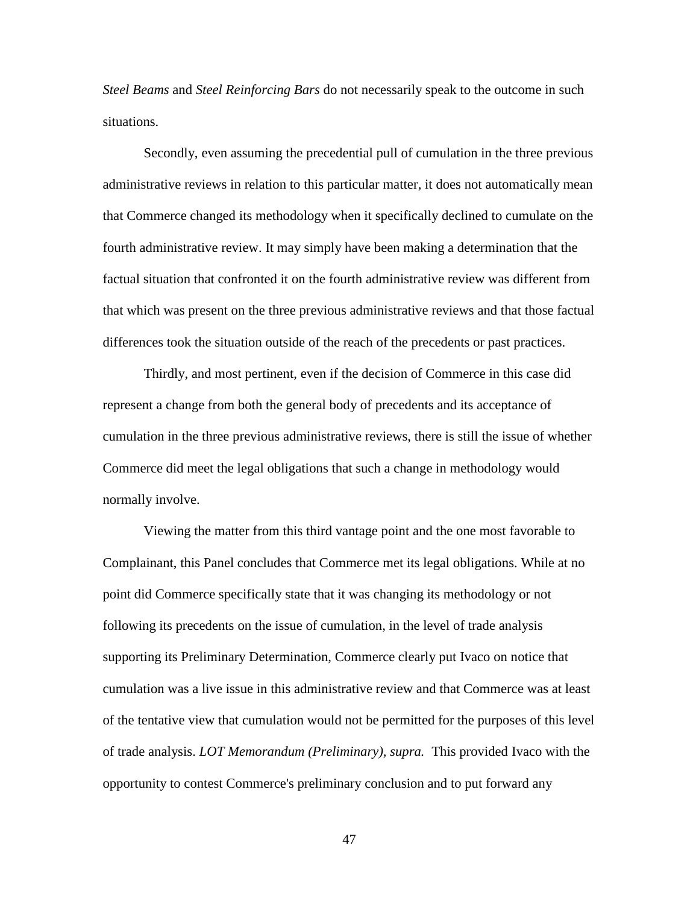*Steel Beams* and *Steel Reinforcing Bars* do not necessarily speak to the outcome in such situations.

Secondly, even assuming the precedential pull of cumulation in the three previous administrative reviews in relation to this particular matter, it does not automatically mean that Commerce changed its methodology when it specifically declined to cumulate on the fourth administrative review. It may simply have been making a determination that the factual situation that confronted it on the fourth administrative review was different from that which was present on the three previous administrative reviews and that those factual differences took the situation outside of the reach of the precedents or past practices.

Thirdly, and most pertinent, even if the decision of Commerce in this case did represent a change from both the general body of precedents and its acceptance of cumulation in the three previous administrative reviews, there is still the issue of whether Commerce did meet the legal obligations that such a change in methodology would normally involve.

Viewing the matter from this third vantage point and the one most favorable to Complainant, this Panel concludes that Commerce met its legal obligations. While at no point did Commerce specifically state that it was changing its methodology or not following its precedents on the issue of cumulation, in the level of trade analysis supporting its Preliminary Determination, Commerce clearly put Ivaco on notice that cumulation was a live issue in this administrative review and that Commerce was at least of the tentative view that cumulation would not be permitted for the purposes of this level of trade analysis. *LOT Memorandum (Preliminary), supra.* This provided Ivaco with the opportunity to contest Commerce's preliminary conclusion and to put forward any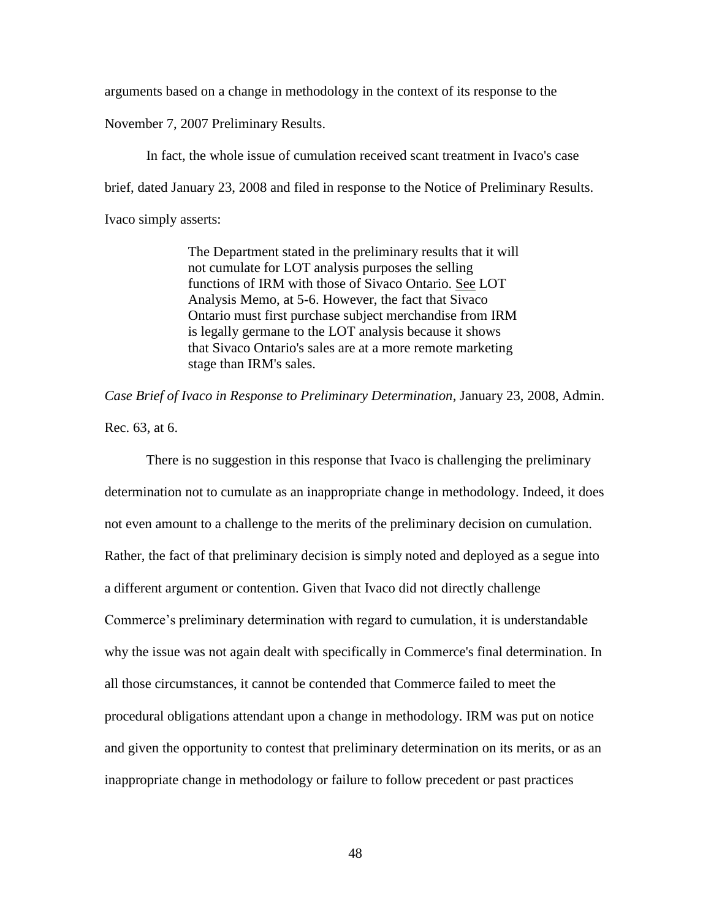arguments based on a change in methodology in the context of its response to the November 7, 2007 Preliminary Results.

In fact, the whole issue of cumulation received scant treatment in Ivaco's case brief, dated January 23, 2008 and filed in response to the Notice of Preliminary Results. Ivaco simply asserts:

> The Department stated in the preliminary results that it will not cumulate for LOT analysis purposes the selling functions of IRM with those of Sivaco Ontario. See LOT Analysis Memo, at 5-6. However, the fact that Sivaco Ontario must first purchase subject merchandise from IRM is legally germane to the LOT analysis because it shows that Sivaco Ontario's sales are at a more remote marketing stage than IRM's sales.

*Case Brief of Ivaco in Response to Preliminary Determination*, January 23, 2008, Admin. Rec. 63, at 6.

There is no suggestion in this response that Ivaco is challenging the preliminary determination not to cumulate as an inappropriate change in methodology. Indeed, it does not even amount to a challenge to the merits of the preliminary decision on cumulation. Rather, the fact of that preliminary decision is simply noted and deployed as a segue into a different argument or contention. Given that Ivaco did not directly challenge Commerce's preliminary determination with regard to cumulation, it is understandable why the issue was not again dealt with specifically in Commerce's final determination. In all those circumstances, it cannot be contended that Commerce failed to meet the procedural obligations attendant upon a change in methodology. IRM was put on notice and given the opportunity to contest that preliminary determination on its merits, or as an inappropriate change in methodology or failure to follow precedent or past practices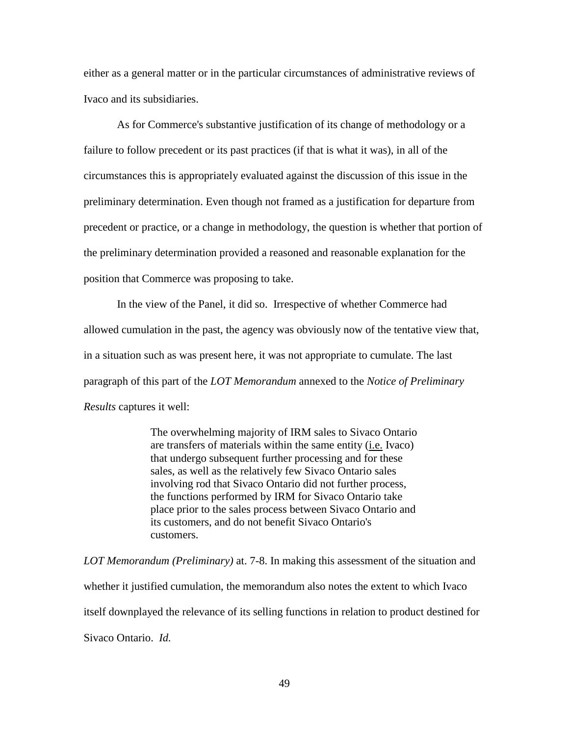either as a general matter or in the particular circumstances of administrative reviews of Ivaco and its subsidiaries.

As for Commerce's substantive justification of its change of methodology or a failure to follow precedent or its past practices (if that is what it was), in all of the circumstances this is appropriately evaluated against the discussion of this issue in the preliminary determination. Even though not framed as a justification for departure from precedent or practice, or a change in methodology, the question is whether that portion of the preliminary determination provided a reasoned and reasonable explanation for the position that Commerce was proposing to take.

In the view of the Panel, it did so. Irrespective of whether Commerce had allowed cumulation in the past, the agency was obviously now of the tentative view that, in a situation such as was present here, it was not appropriate to cumulate. The last paragraph of this part of the *LOT Memorandum* annexed to the *Notice of Preliminary Results* captures it well:

> The overwhelming majority of IRM sales to Sivaco Ontario are transfers of materials within the same entity (i.e. Ivaco) that undergo subsequent further processing and for these sales, as well as the relatively few Sivaco Ontario sales involving rod that Sivaco Ontario did not further process, the functions performed by IRM for Sivaco Ontario take place prior to the sales process between Sivaco Ontario and its customers, and do not benefit Sivaco Ontario's customers.

*LOT Memorandum (Preliminary)* at. 7-8. In making this assessment of the situation and whether it justified cumulation, the memorandum also notes the extent to which Ivaco itself downplayed the relevance of its selling functions in relation to product destined for Sivaco Ontario. *Id.*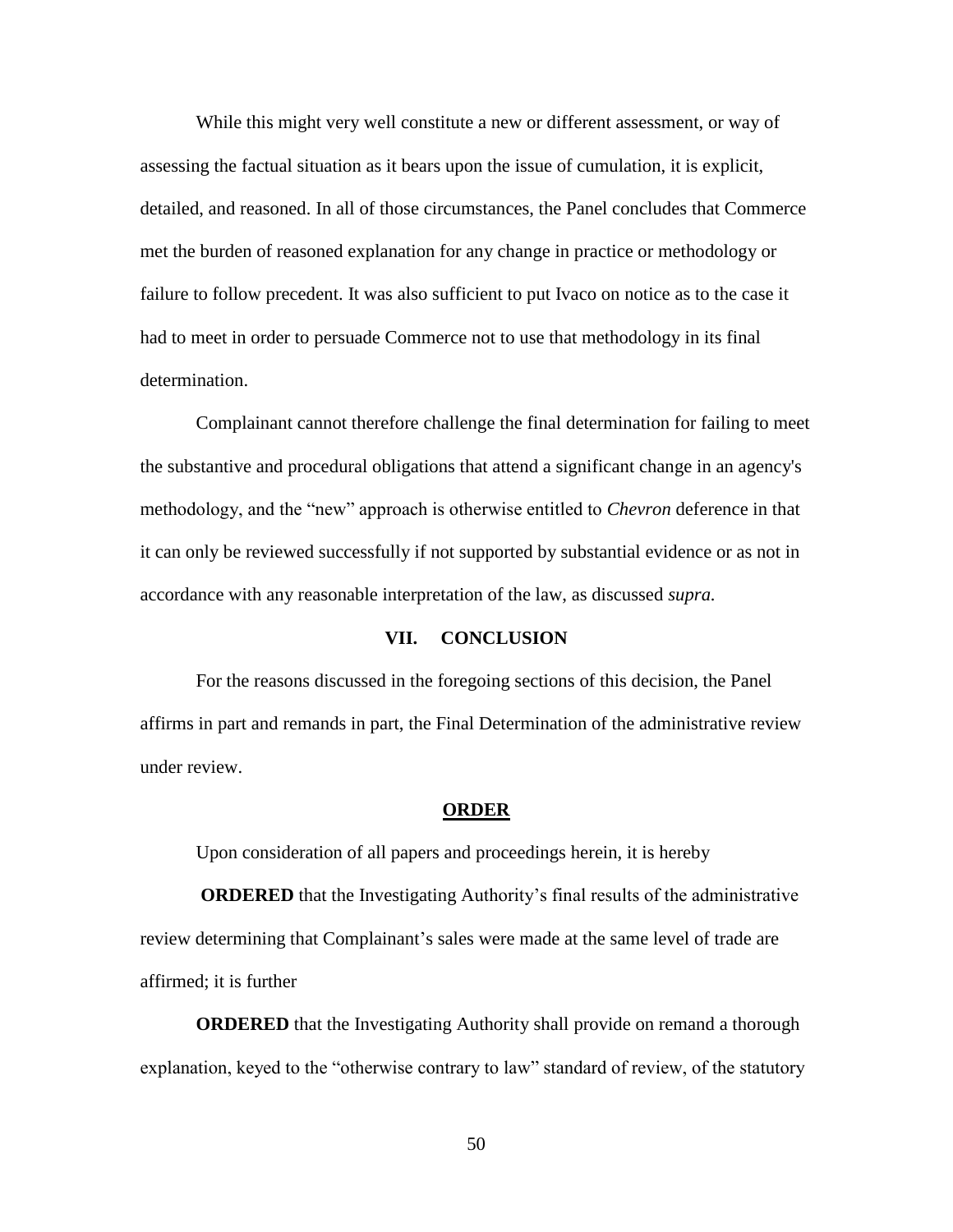While this might very well constitute a new or different assessment, or way of assessing the factual situation as it bears upon the issue of cumulation, it is explicit, detailed, and reasoned. In all of those circumstances, the Panel concludes that Commerce met the burden of reasoned explanation for any change in practice or methodology or failure to follow precedent. It was also sufficient to put Ivaco on notice as to the case it had to meet in order to persuade Commerce not to use that methodology in its final determination.

Complainant cannot therefore challenge the final determination for failing to meet the substantive and procedural obligations that attend a significant change in an agency's methodology, and the "new" approach is otherwise entitled to *Chevron* deference in that it can only be reviewed successfully if not supported by substantial evidence or as not in accordance with any reasonable interpretation of the law, as discussed *supra.*

## VII. CONCLUSION

For the reasons discussed in the foregoing sections of this decision, the Panel affirms in part and remands in part, the Final Determination of the administrative review under review.

## ORDER

Upon consideration of all papers and proceedings herein, it is hereby

**ORDERED** that the Investigating Authority's final results of the administrative review determining that Complainant's sales were made at the same level of trade are affirmed; it is further

**ORDERED** that the Investigating Authority shall provide on remand a thorough explanation, keyed to the "otherwise contrary to law" standard of review, of the statutory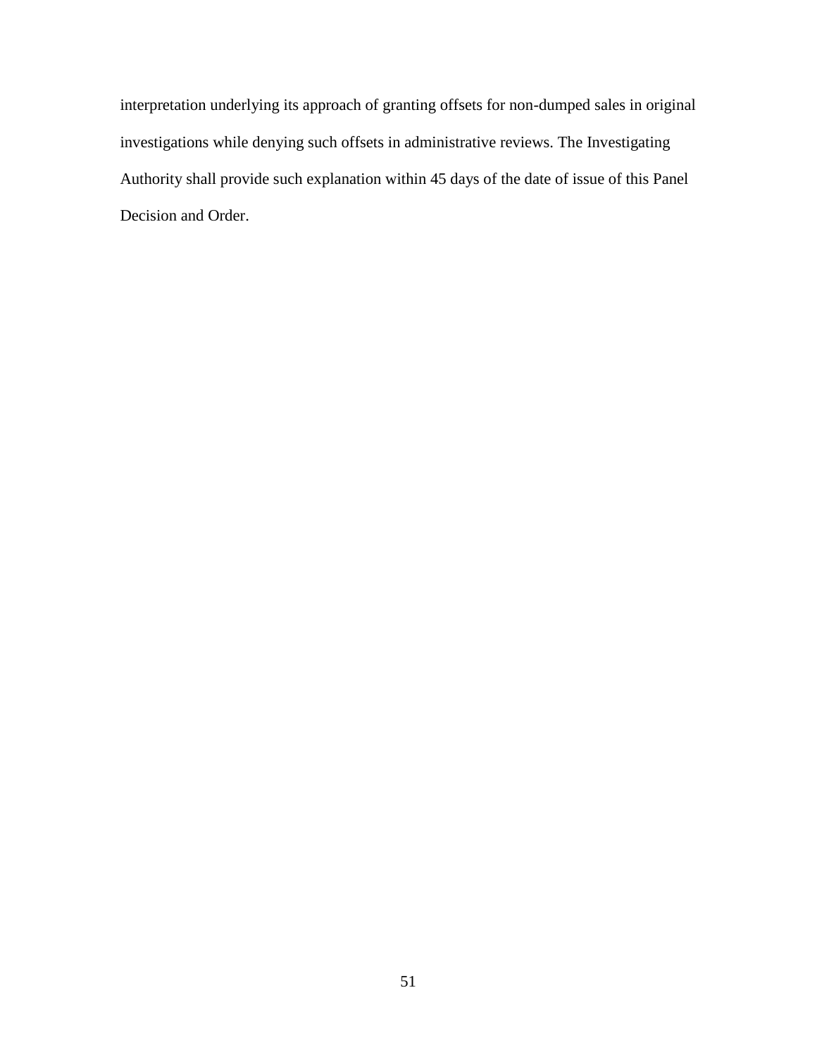interpretation underlying its approach of granting offsets for non-dumped sales in original investigations while denying such offsets in administrative reviews. The Investigating Authority shall provide such explanation within 45 days of the date of issue of this Panel Decision and Order.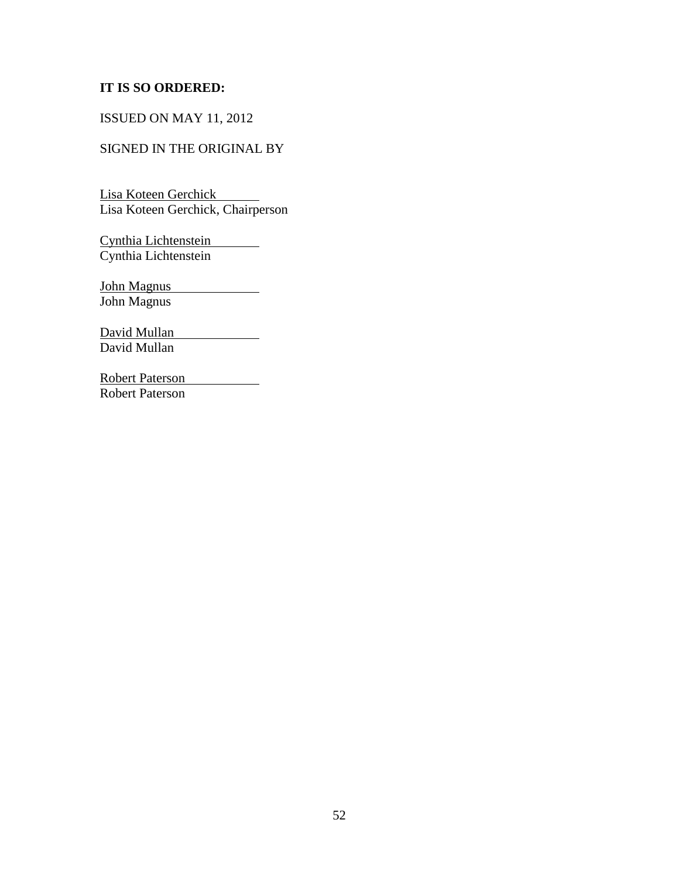**IT IS SO ORDERED:**

ISSUED ON MAY 11, 2012

SIGNED IN THE ORIGINAL BY

Lisa Koteen Gerchick
Lisa Koteen Gerchick, Chairperson

Cynthia Lichtenstein
Cynthia Lichtenstein

John Magnus
John Magnus

David Mullan
David Mullan

Robert Paterson
Robert Paterson